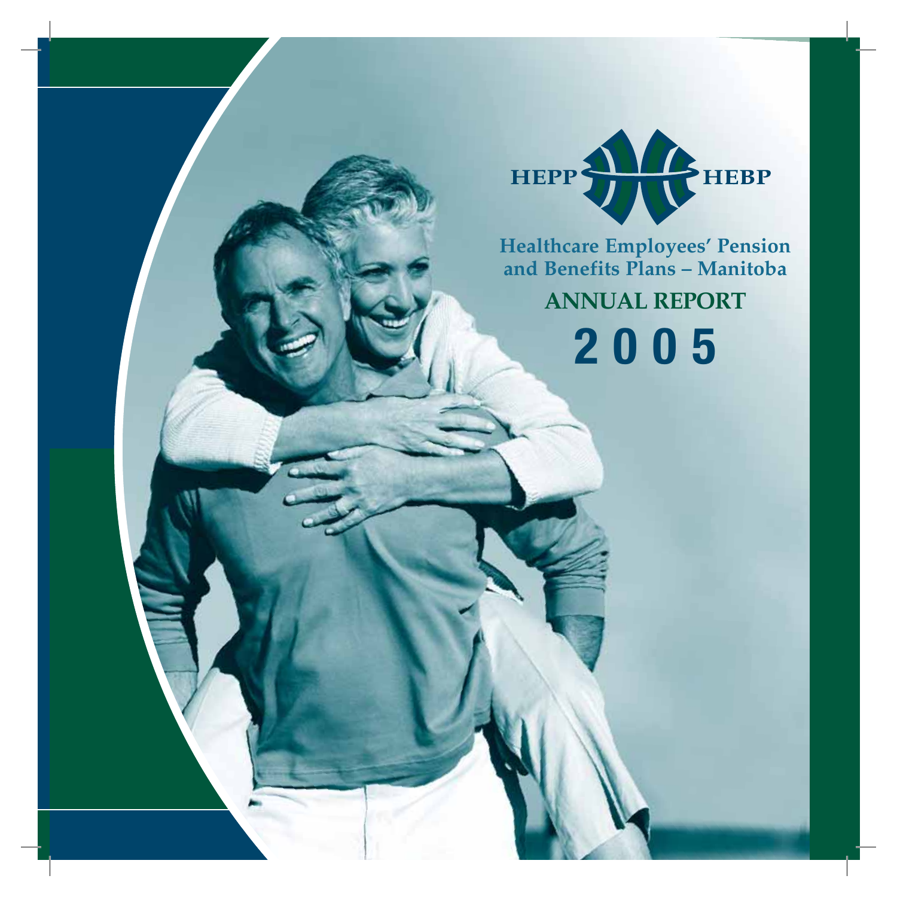HEPP HEBP

# Healthcare Employees' Pension and Benefits Plans – Manitoba

## ANNUAL REPORT

# 2005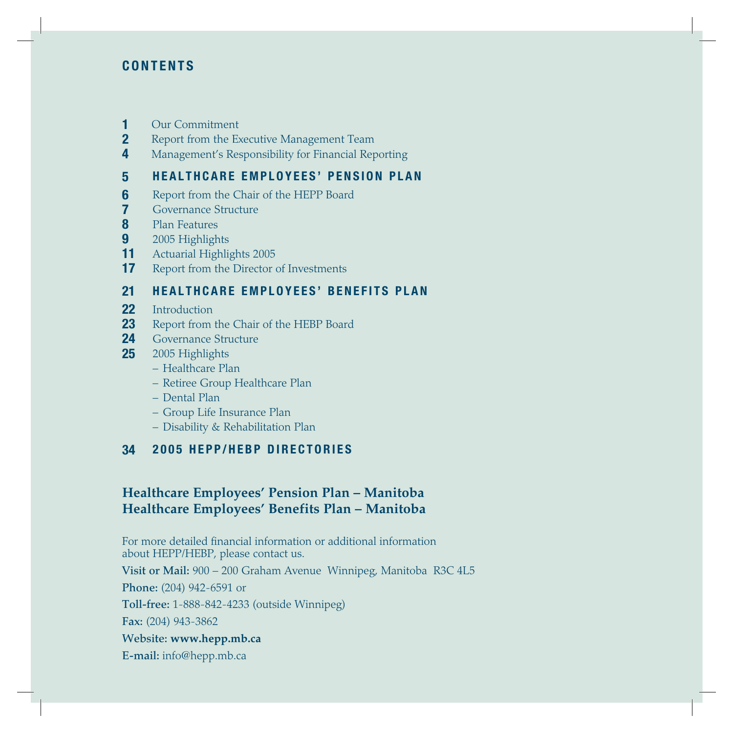# CONTENTS

1 Our Commitment
2 Report from the Executive Management Team
4 Management's Responsibility for Financial Reporting

**5 HEALTHCARE EMPLOYEES' PENSION PLAN**

6 Report from the Chair of the HEPP Board
7 Governance Structure
8 Plan Features
9 2005 Highlights
11 Actuarial Highlights 2005
17 Report from the Director of Investments

**21 HEALTHCARE EMPLOYEES' BENEFITS PLAN**

22 Introduction
23 Report from the Chair of the HEBP Board
24 Governance Structure
25 2005 Highlights
- Healthcare Plan
- Retiree Group Healthcare Plan
- Dental Plan
- Group Life Insurance Plan
- Disability & Rehabilitation Plan

**34 2005 HEPP/HEBP DIRECTORIES**

**Healthcare Employees' Pension Plan – Manitoba**
**Healthcare Employees' Benefits Plan – Manitoba**

For more detailed financial information or additional information about HEPP/HEBP, please contact us.

**Visit or Mail:** 900 – 200 Graham Avenue Winnipeg, Manitoba R3C 4L5

**Phone:** (204) 942-6591 or

**Toll-free:** 1-888-842-4233 (outside Winnipeg)

**Fax:** (204) 943-3862

**Website: www.hepp.mb.ca**

**E-mail:** info@hepp.mb.ca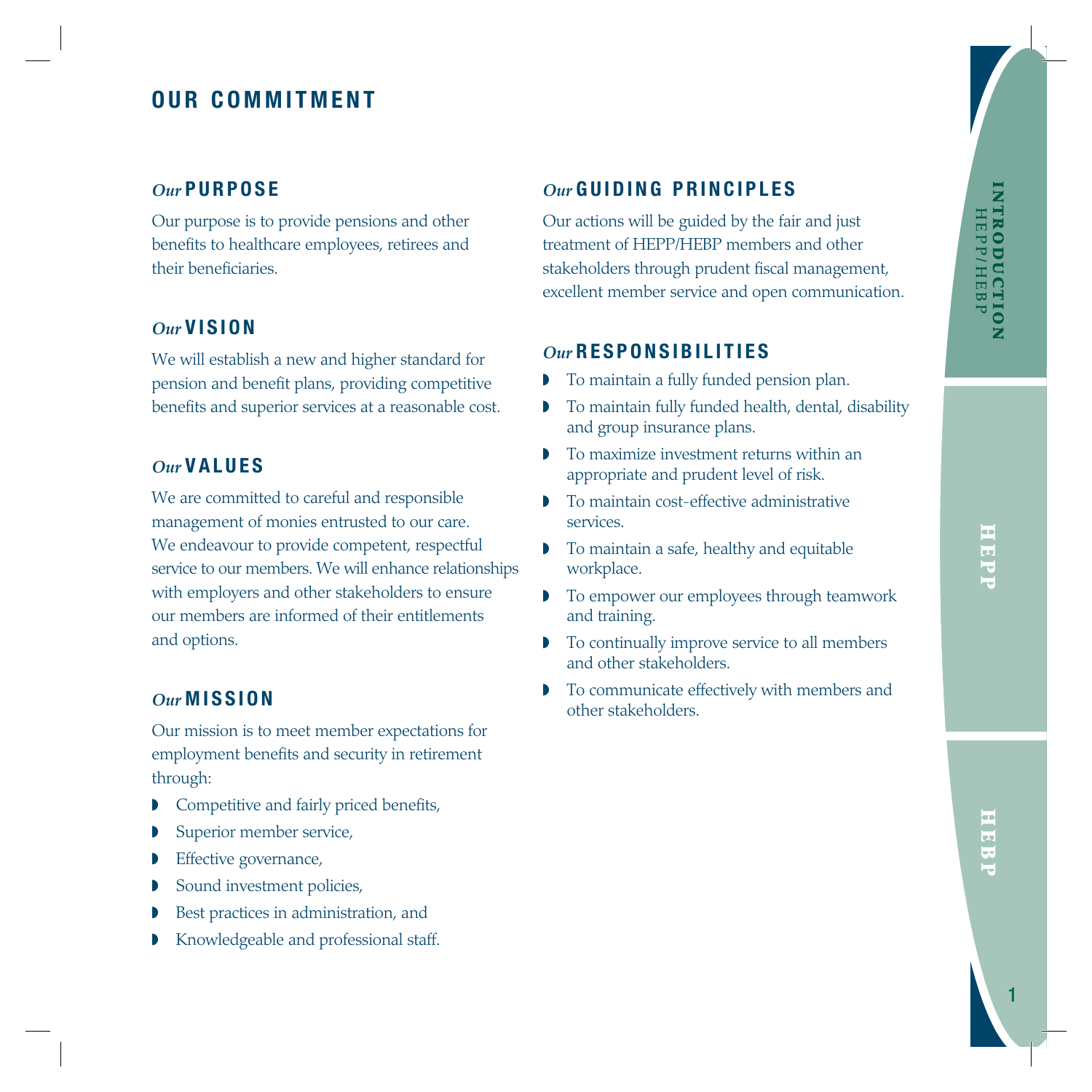# OUR COMMITMENT

## *Our* PURPOSE

Our purpose is to provide pensions and other benefits to healthcare employees, retirees and their beneficiaries.

## *Our* VISION

We will establish a new and higher standard for pension and benefit plans, providing competitive benefits and superior services at a reasonable cost.

## *Our* VALUES

We are committed to careful and responsible management of monies entrusted to our care. We endeavour to provide competent, respectful service to our members. We will enhance relationships with employers and other stakeholders to ensure our members are informed of their entitlements and options.

## *Our* MISSION

Our mission is to meet member expectations for employment benefits and security in retirement through:

- Competitive and fairly priced benefits,
- Superior member service,
- Effective governance,
- Sound investment policies,
- Best practices in administration, and
- Knowledgeable and professional staff.

## *Our* GUIDING PRINCIPLES

Our actions will be guided by the fair and just treatment of HEPP/HEBP members and other stakeholders through prudent fiscal management, excellent member service and open communication.

## *Our* RESPONSIBILITIES

- To maintain a fully funded pension plan.
- To maintain fully funded health, dental, disability and group insurance plans.
- To maximize investment returns within an appropriate and prudent level of risk.
- To maintain cost-effective administrative services.
- To maintain a safe, healthy and equitable workplace.
- To empower our employees through teamwork and training.
- To continually improve service to all members and other stakeholders.
- To communicate effectively with members and other stakeholders.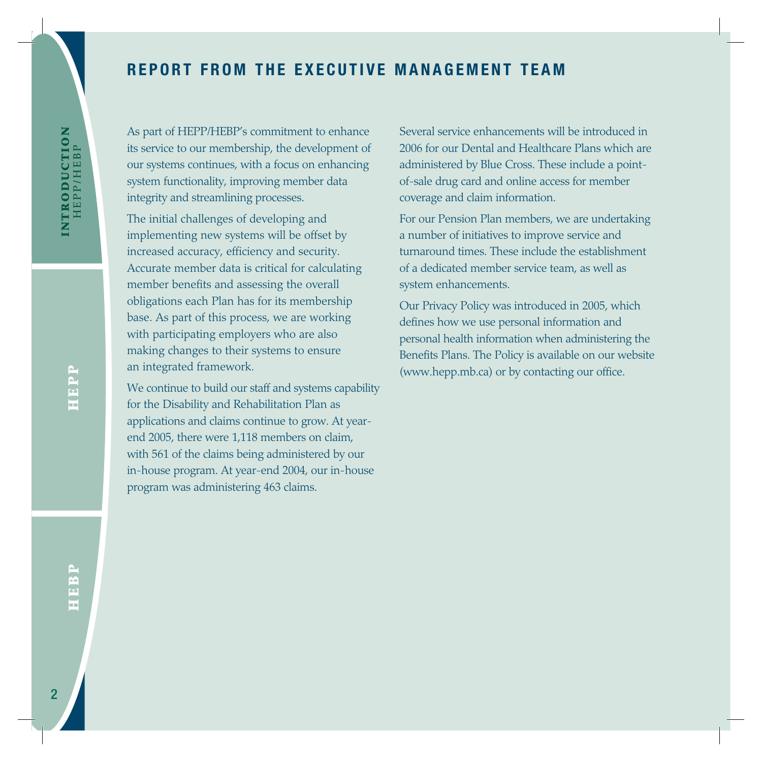## REPORT FROM THE EXECUTIVE MANAGEMENT TEAM

As part of HEPP/HEBP's commitment to enhance its service to our membership, the development of our systems continues, with a focus on enhancing system functionality, improving member data integrity and streamlining processes.

The initial challenges of developing and implementing new systems will be offset by increased accuracy, efficiency and security. Accurate member data is critical for calculating member benefits and assessing the overall obligations each Plan has for its membership base. As part of this process, we are working with participating employers who are also making changes to their systems to ensure an integrated framework.

We continue to build our staff and systems capability for the Disability and Rehabilitation Plan as applications and claims continue to grow. At year-end 2005, there were 1,118 members on claim, with 561 of the claims being administered by our in-house program. At year-end 2004, our in-house program was administering 463 claims.

Several service enhancements will be introduced in 2006 for our Dental and Healthcare Plans which are administered by Blue Cross. These include a point-of-sale drug card and online access for member coverage and claim information.

For our Pension Plan members, we are undertaking a number of initiatives to improve service and turnaround times. These include the establishment of a dedicated member service team, as well as system enhancements.

Our Privacy Policy was introduced in 2005, which defines how we use personal information and personal health information when administering the Benefits Plans. The Policy is available on our website (www.hepp.mb.ca) or by contacting our office.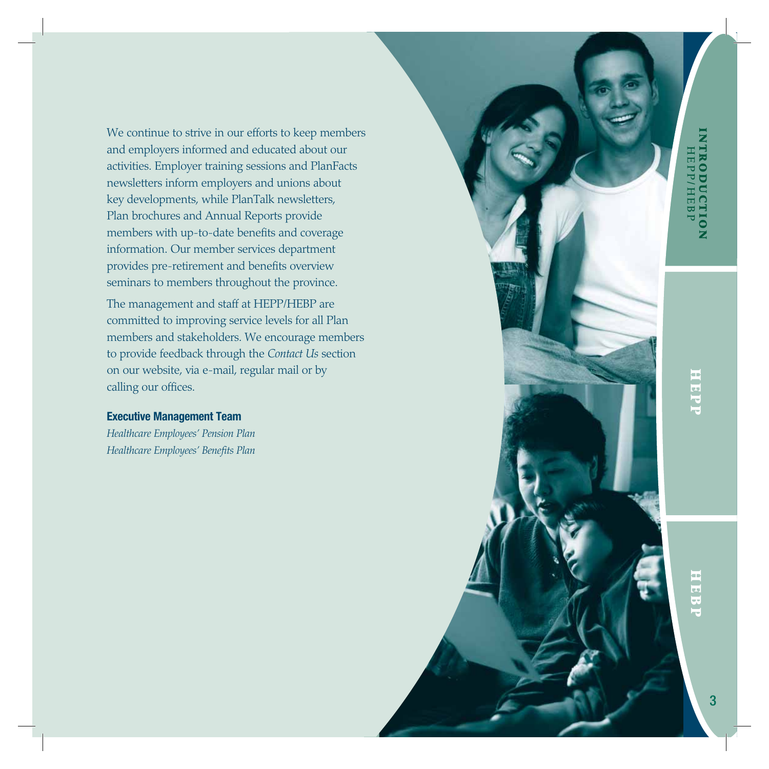We continue to strive in our efforts to keep members and employers informed and educated about our activities. Employer training sessions and PlanFacts newsletters inform employers and unions about key developments, while PlanTalk newsletters, Plan brochures and Annual Reports provide members with up-to-date benefits and coverage information. Our member services department provides pre-retirement and benefits overview seminars to members throughout the province.

The management and staff at HEPP/HEBP are committed to improving service levels for all Plan members and stakeholders. We encourage members to provide feedback through the *Contact Us* section on our website, via e-mail, regular mail or by calling our offices.

**Executive Management Team**

*Healthcare Employees' Pension Plan*
*Healthcare Employees' Benefits Plan*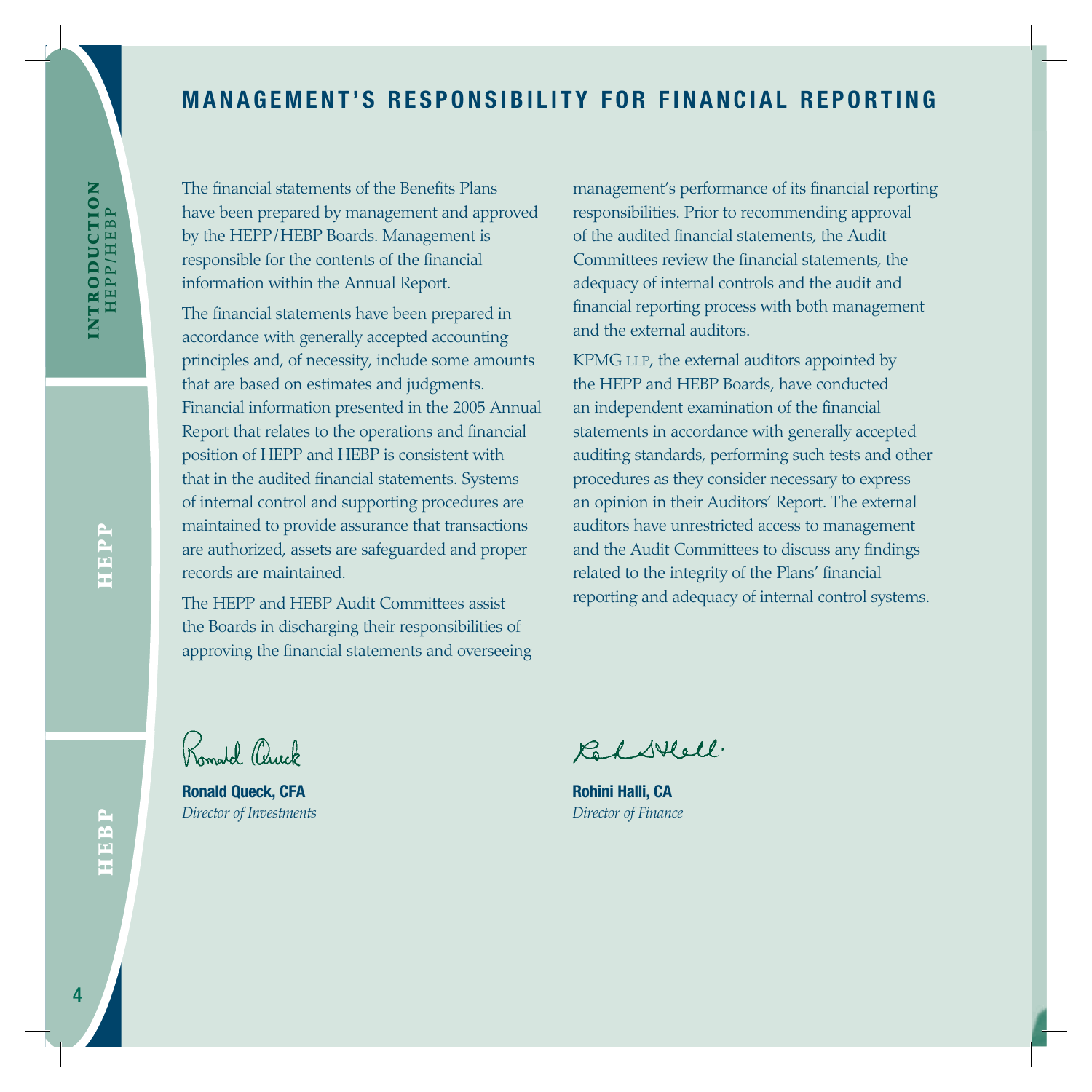# MANAGEMENT'S RESPONSIBILITY FOR FINANCIAL REPORTING

The financial statements of the Benefits Plans have been prepared by management and approved by the HEPP/HEBP Boards. Management is responsible for the contents of the financial information within the Annual Report.

The financial statements have been prepared in accordance with generally accepted accounting principles and, of necessity, include some amounts that are based on estimates and judgments. Financial information presented in the 2005 Annual Report that relates to the operations and financial position of HEPP and HEBP is consistent with that in the audited financial statements. Systems of internal control and supporting procedures are maintained to provide assurance that transactions are authorized, assets are safeguarded and proper records are maintained.

The HEPP and HEBP Audit Committees assist the Boards in discharging their responsibilities of approving the financial statements and overseeing management's performance of its financial reporting responsibilities. Prior to recommending approval of the audited financial statements, the Audit Committees review the financial statements, the adequacy of internal controls and the audit and financial reporting process with both management and the external auditors.

KPMG LLP, the external auditors appointed by the HEPP and HEBP Boards, have conducted an independent examination of the financial statements in accordance with generally accepted auditing standards, performing such tests and other procedures as they consider necessary to express an opinion in their Auditors' Report. The external auditors have unrestricted access to management and the Audit Committees to discuss any findings related to the integrity of the Plans' financial reporting and adequacy of internal control systems.

**Ronald Queck, CFA**
*Director of Investments*

**Rohini Halli, CA**
*Director of Finance*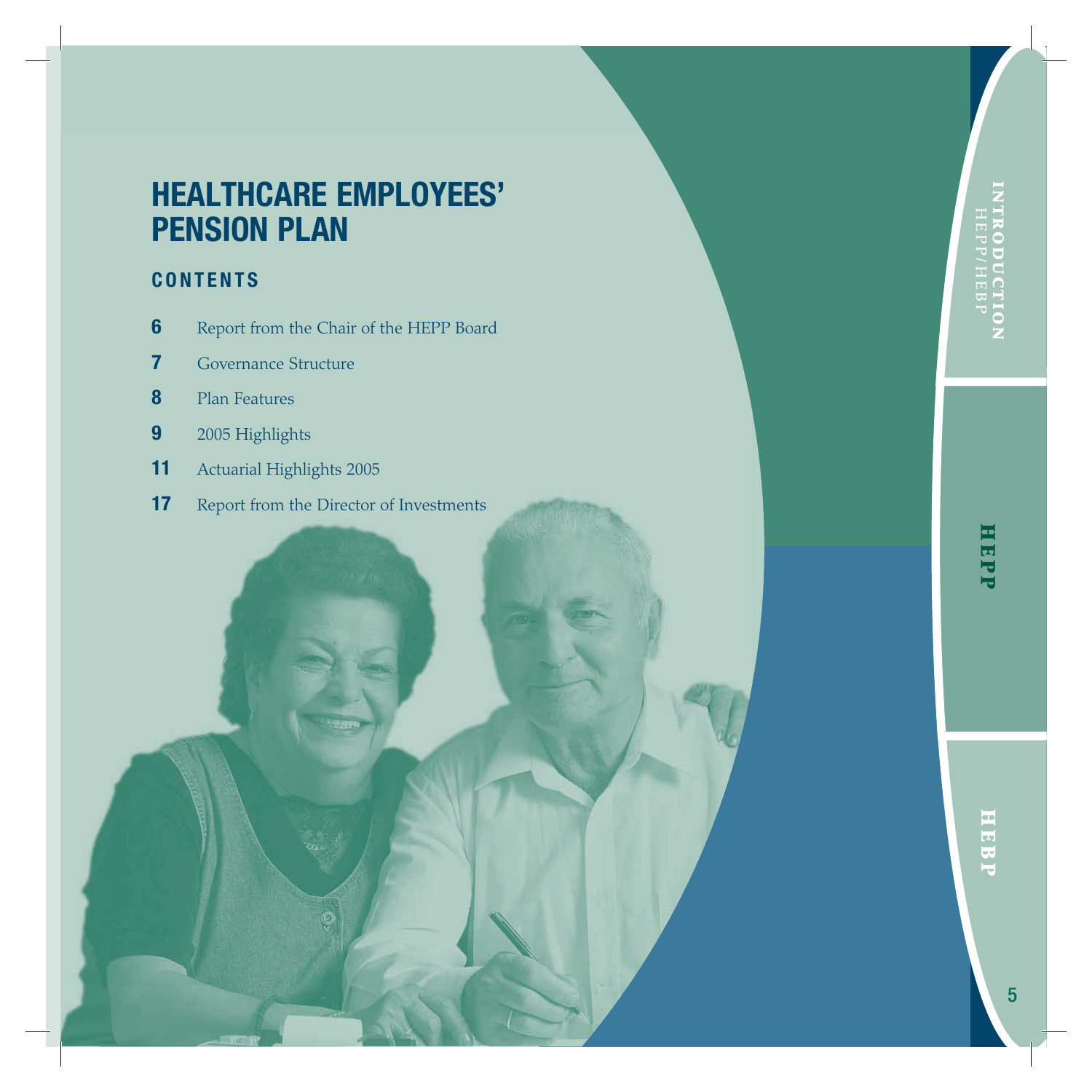# HEALTHCARE EMPLOYEES' PENSION PLAN

## CONTENTS

**6** Report from the Chair of the HEPP Board

**7** Governance Structure

**8** Plan Features

**9** 2005 Highlights

**11** Actuarial Highlights 2005

**17** Report from the Director of Investments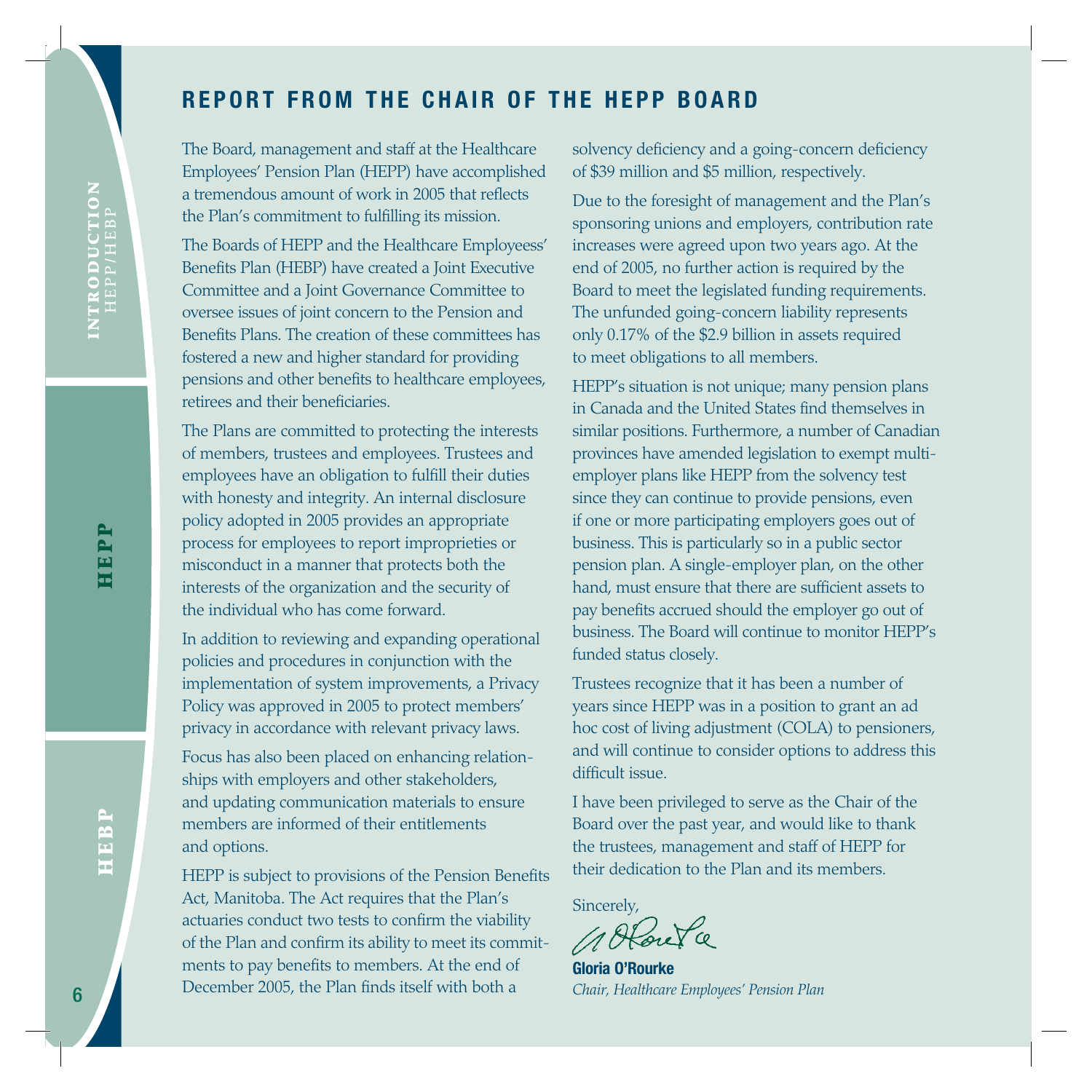## REPORT FROM THE CHAIR OF THE HEPP BOARD

The Board, management and staff at the Healthcare Employees' Pension Plan (HEPP) have accomplished a tremendous amount of work in 2005 that reflects the Plan's commitment to fulfilling its mission.

The Boards of HEPP and the Healthcare Employeess' Benefits Plan (HEBP) have created a Joint Executive Committee and a Joint Governance Committee to oversee issues of joint concern to the Pension and Benefits Plans. The creation of these committees has fostered a new and higher standard for providing pensions and other benefits to healthcare employees, retirees and their beneficiaries.

The Plans are committed to protecting the interests of members, trustees and employees. Trustees and employees have an obligation to fulfill their duties with honesty and integrity. An internal disclosure policy adopted in 2005 provides an appropriate process for employees to report improprieties or misconduct in a manner that protects both the interests of the organization and the security of the individual who has come forward.

In addition to reviewing and expanding operational policies and procedures in conjunction with the implementation of system improvements, a Privacy Policy was approved in 2005 to protect members' privacy in accordance with relevant privacy laws.

Focus has also been placed on enhancing relationships with employers and other stakeholders, and updating communication materials to ensure members are informed of their entitlements and options.

HEPP is subject to provisions of the Pension Benefits Act, Manitoba. The Act requires that the Plan's actuaries conduct two tests to confirm the viability of the Plan and confirm its ability to meet its commitments to pay benefits to members. At the end of December 2005, the Plan finds itself with both a solvency deficiency and a going-concern deficiency of $39 million and $5 million, respectively.

Due to the foresight of management and the Plan's sponsoring unions and employers, contribution rate increases were agreed upon two years ago. At the end of 2005, no further action is required by the Board to meet the legislated funding requirements. The unfunded going-concern liability represents only 0.17% of the $2.9 billion in assets required to meet obligations to all members.

HEPP's situation is not unique; many pension plans in Canada and the United States find themselves in similar positions. Furthermore, a number of Canadian provinces have amended legislation to exempt multi-employer plans like HEPP from the solvency test since they can continue to provide pensions, even if one or more participating employers goes out of business. This is particularly so in a public sector pension plan. A single-employer plan, on the other hand, must ensure that there are sufficient assets to pay benefits accrued should the employer go out of business. The Board will continue to monitor HEPP's funded status closely.

Trustees recognize that it has been a number of years since HEPP was in a position to grant an ad hoc cost of living adjustment (COLA) to pensioners, and will continue to consider options to address this difficult issue.

I have been privileged to serve as the Chair of the Board over the past year, and would like to thank the trustees, management and staff of HEPP for their dedication to the Plan and its members.

Sincerely,

**Gloria O'Rourke**
*Chair, Healthcare Employees' Pension Plan*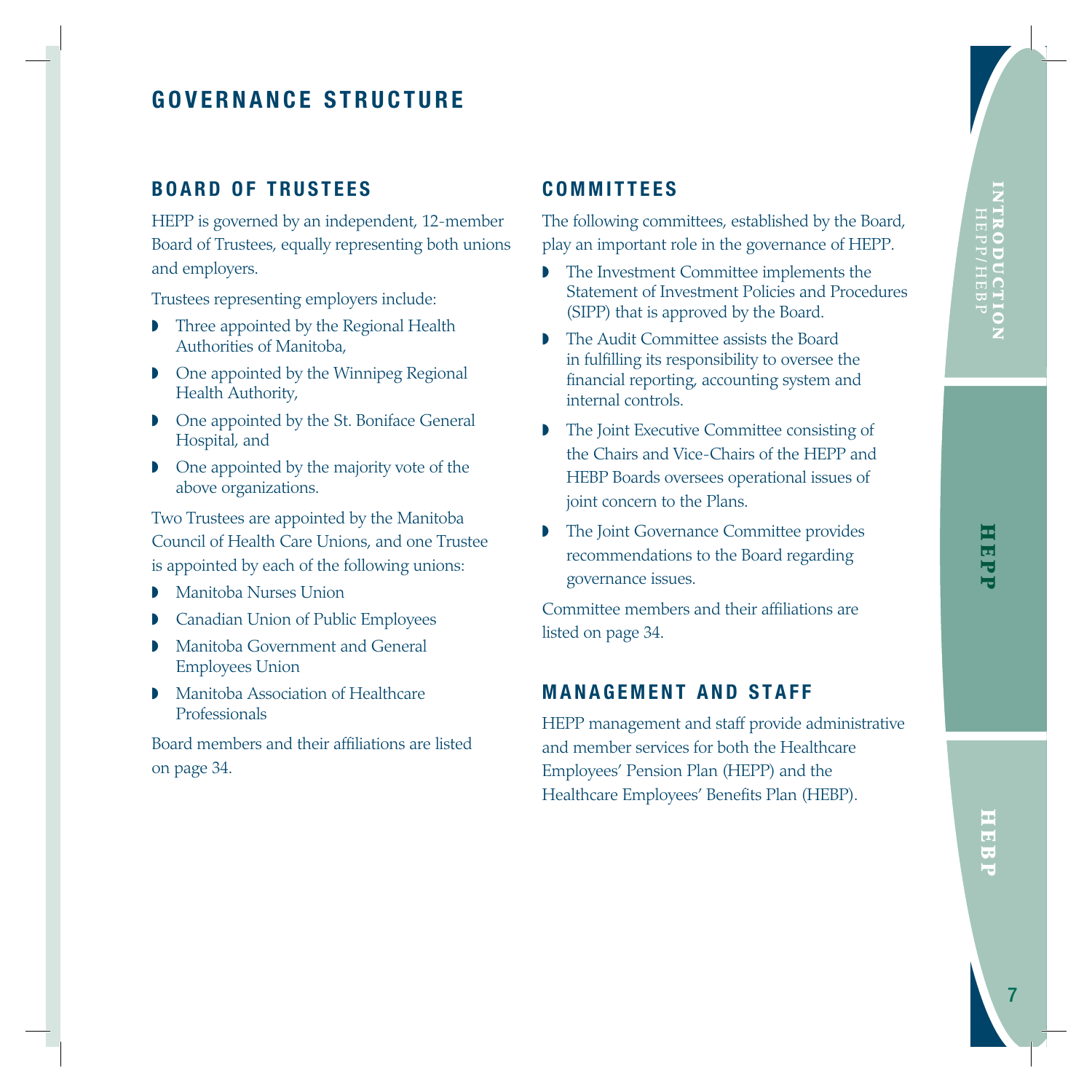# GOVERNANCE STRUCTURE

## BOARD OF TRUSTEES

HEPP is governed by an independent, 12-member Board of Trustees, equally representing both unions and employers.

Trustees representing employers include:

- Three appointed by the Regional Health Authorities of Manitoba,
- One appointed by the Winnipeg Regional Health Authority,
- One appointed by the St. Boniface General Hospital, and
- One appointed by the majority vote of the above organizations.

Two Trustees are appointed by the Manitoba Council of Health Care Unions, and one Trustee is appointed by each of the following unions:

- Manitoba Nurses Union
- Canadian Union of Public Employees
- Manitoba Government and General Employees Union
- Manitoba Association of Healthcare Professionals

Board members and their affiliations are listed on page 34.

## COMMITTEES

The following committees, established by the Board, play an important role in the governance of HEPP.

- The Investment Committee implements the Statement of Investment Policies and Procedures (SIPP) that is approved by the Board.
- The Audit Committee assists the Board in fulfilling its responsibility to oversee the financial reporting, accounting system and internal controls.
- The Joint Executive Committee consisting of the Chairs and Vice-Chairs of the HEPP and HEBP Boards oversees operational issues of joint concern to the Plans.
- The Joint Governance Committee provides recommendations to the Board regarding governance issues.

Committee members and their affiliations are listed on page 34.

## MANAGEMENT AND STAFF

HEPP management and staff provide administrative and member services for both the Healthcare Employees' Pension Plan (HEPP) and the Healthcare Employees' Benefits Plan (HEBP).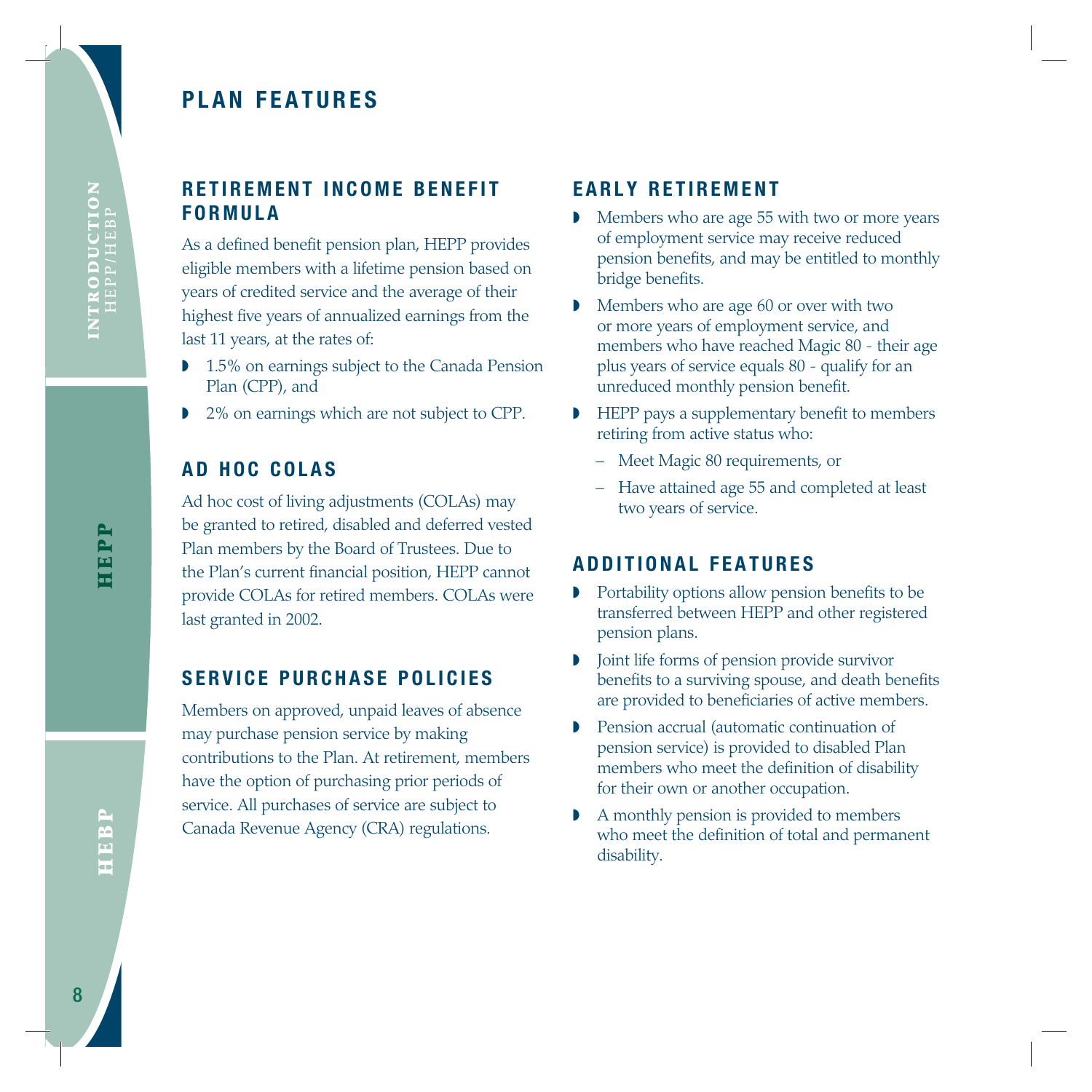# PLAN FEATURES

## RETIREMENT INCOME BENEFIT FORMULA

As a defined benefit pension plan, HEPP provides eligible members with a lifetime pension based on years of credited service and the average of their highest five years of annualized earnings from the last 11 years, at the rates of:

- 1.5% on earnings subject to the Canada Pension Plan (CPP), and
- 2% on earnings which are not subject to CPP.

## AD HOC COLAS

Ad hoc cost of living adjustments (COLAs) may be granted to retired, disabled and deferred vested Plan members by the Board of Trustees. Due to the Plan's current financial position, HEPP cannot provide COLAs for retired members. COLAs were last granted in 2002.

## SERVICE PURCHASE POLICIES

Members on approved, unpaid leaves of absence may purchase pension service by making contributions to the Plan. At retirement, members have the option of purchasing prior periods of service. All purchases of service are subject to Canada Revenue Agency (CRA) regulations.

## EARLY RETIREMENT

- Members who are age 55 with two or more years of employment service may receive reduced pension benefits, and may be entitled to monthly bridge benefits.
- Members who are age 60 or over with two or more years of employment service, and members who have reached Magic 80 - their age plus years of service equals 80 - qualify for an unreduced monthly pension benefit.
- HEPP pays a supplementary benefit to members retiring from active status who:
  - Meet Magic 80 requirements, or
  - Have attained age 55 and completed at least two years of service.

## ADDITIONAL FEATURES

- Portability options allow pension benefits to be transferred between HEPP and other registered pension plans.
- Joint life forms of pension provide survivor benefits to a surviving spouse, and death benefits are provided to beneficiaries of active members.
- Pension accrual (automatic continuation of pension service) is provided to disabled Plan members who meet the definition of disability for their own or another occupation.
- A monthly pension is provided to members who meet the definition of total and permanent disability.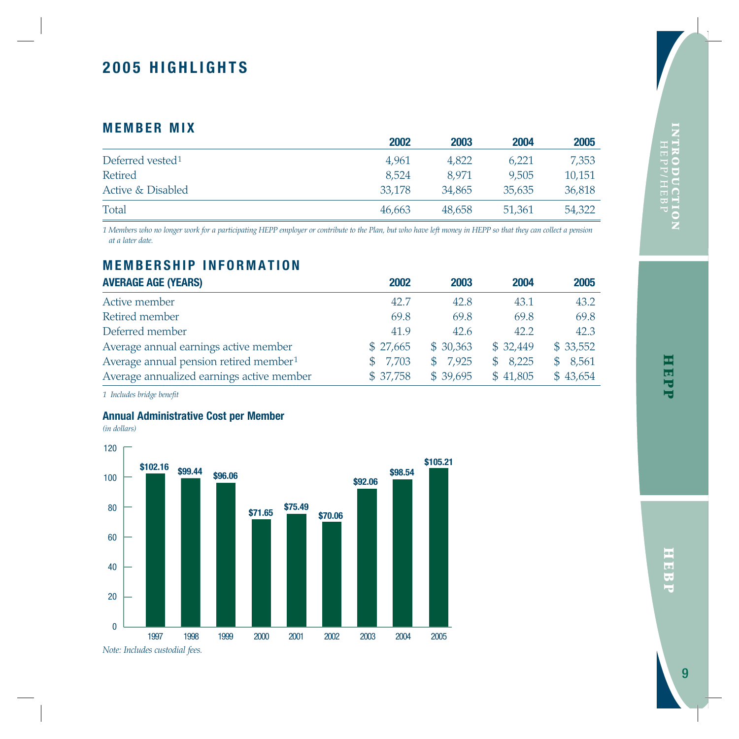# 2005 HIGHLIGHTS

## MEMBER MIX

| | 2002 | 2003 | 2004 | 2005 |
|---|---|---|---|---|
| Deferred vested[1] | 4,961 | 4,822 | 6,221 | 7,353 |
| Retired | 8,524 | 8,971 | 9,505 | 10,151 |
| Active & Disabled | 33,178 | 34,865 | 35,635 | 36,818 |
| Total | 46,663 | 48,658 | 51,361 | 54,322 |

*1 Members who no longer work for a participating HEPP employer or contribute to the Plan, but who have left money in HEPP so that they can collect a pension at a later date.*

## MEMBERSHIP INFORMATION

| AVERAGE AGE (YEARS) | 2002 | 2003 | 2004 | 2005 |
|---|---|---|---|---|
| Active member | 42.7 | 42.8 | 43.1 | 43.2 |
| Retired member | 69.8 | 69.8 | 69.8 | 69.8 |
| Deferred member | 41.9 | 42.6 | 42.2 | 42.3 |
| Average annual earnings active member | $ 27,665 | $ 30,363 | $ 32,449 | $ 33,552 |
| Average annual pension retired member[1] | $ 7,703 | $ 7,925 | $ 8,225 | $ 8,561 |
| Average annualized earnings active member | $ 37,758 | $ 39,695 | $ 41,805 | $ 43,654 |

*1 Includes bridge benefit*

### Annual Administrative Cost per Member

*(in dollars)*

| Year | Cost |
|---|---|
| 1997 | $102.16 |
| 1998 | $99.44 |
| 1999 | $96.06 |
| 2000 | $71.65 |
| 2001 | $75.49 |
| 2002 | $70.06 |
| 2003 | $92.06 |
| 2004 | $98.54 |
| 2005 | $105.21 |

*Note: Includes custodial fees.*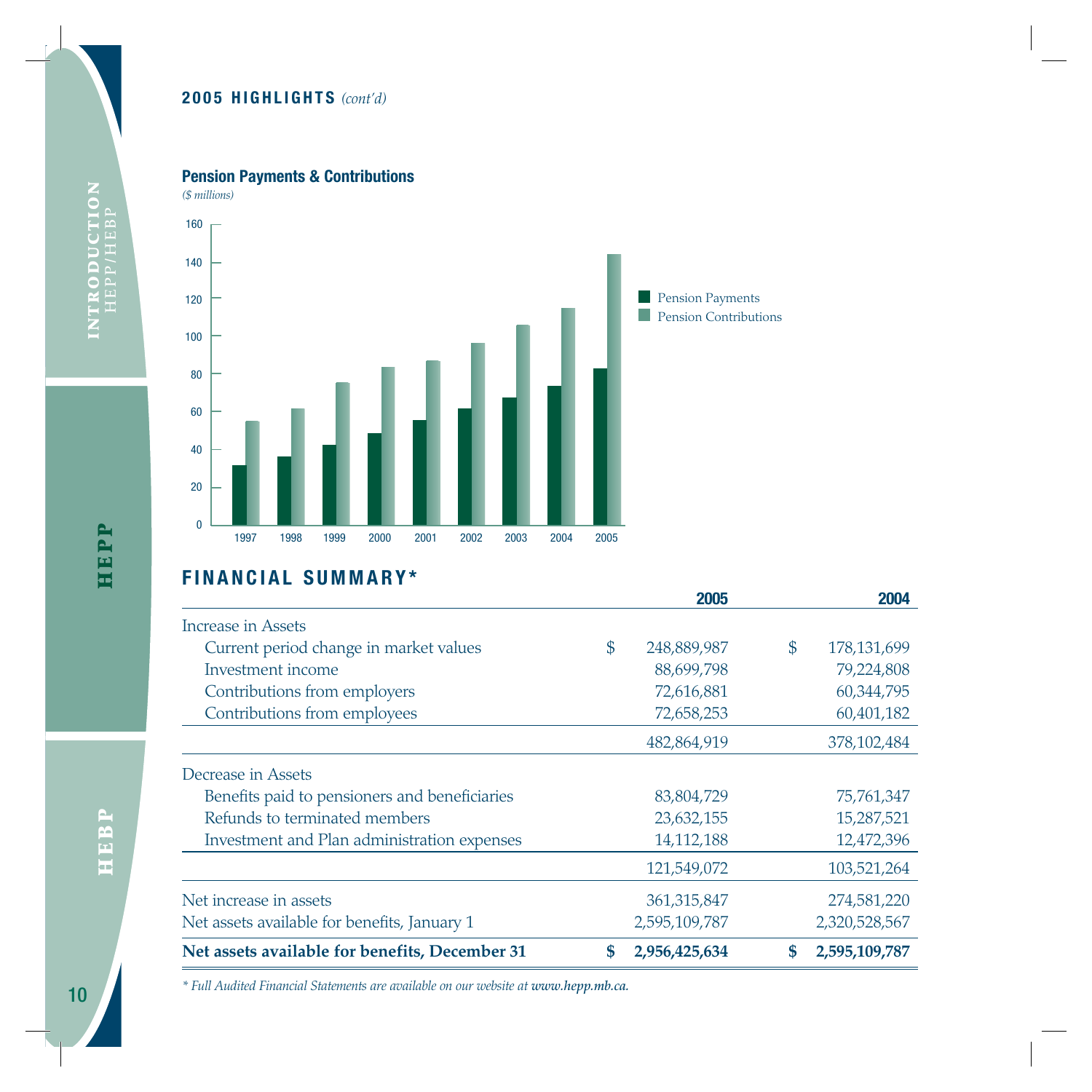## 2005 HIGHLIGHTS *(cont'd)*

### Pension Payments & Contributions

*($ millions)*

## FINANCIAL SUMMARY*

| | | 2005 | | 2004 |
|---|---|---|---|---|
| Increase in Assets | | | | |
| Current period change in market values | $ | 248,889,987 | $ | 178,131,699 |
| Investment income | | 88,699,798 | | 79,224,808 |
| Contributions from employers | | 72,616,881 | | 60,344,795 |
| Contributions from employees | | 72,658,253 | | 60,401,182 |
| | | 482,864,919 | | 378,102,484 |
| Decrease in Assets | | | | |
| Benefits paid to pensioners and beneficiaries | | 83,804,729 | | 75,761,347 |
| Refunds to terminated members | | 23,632,155 | | 15,287,521 |
| Investment and Plan administration expenses | | 14,112,188 | | 12,472,396 |
| | | 121,549,072 | | 103,521,264 |
| Net increase in assets | | 361,315,847 | | 274,581,220 |
| Net assets available for benefits, January 1 | | 2,595,109,787 | | 2,320,528,567 |
| **Net assets available for benefits, December 31** | **$** | **2,956,425,634** | **$** | **2,595,109,787** |

*\* Full Audited Financial Statements are available on our website at **www.hepp.mb.ca.***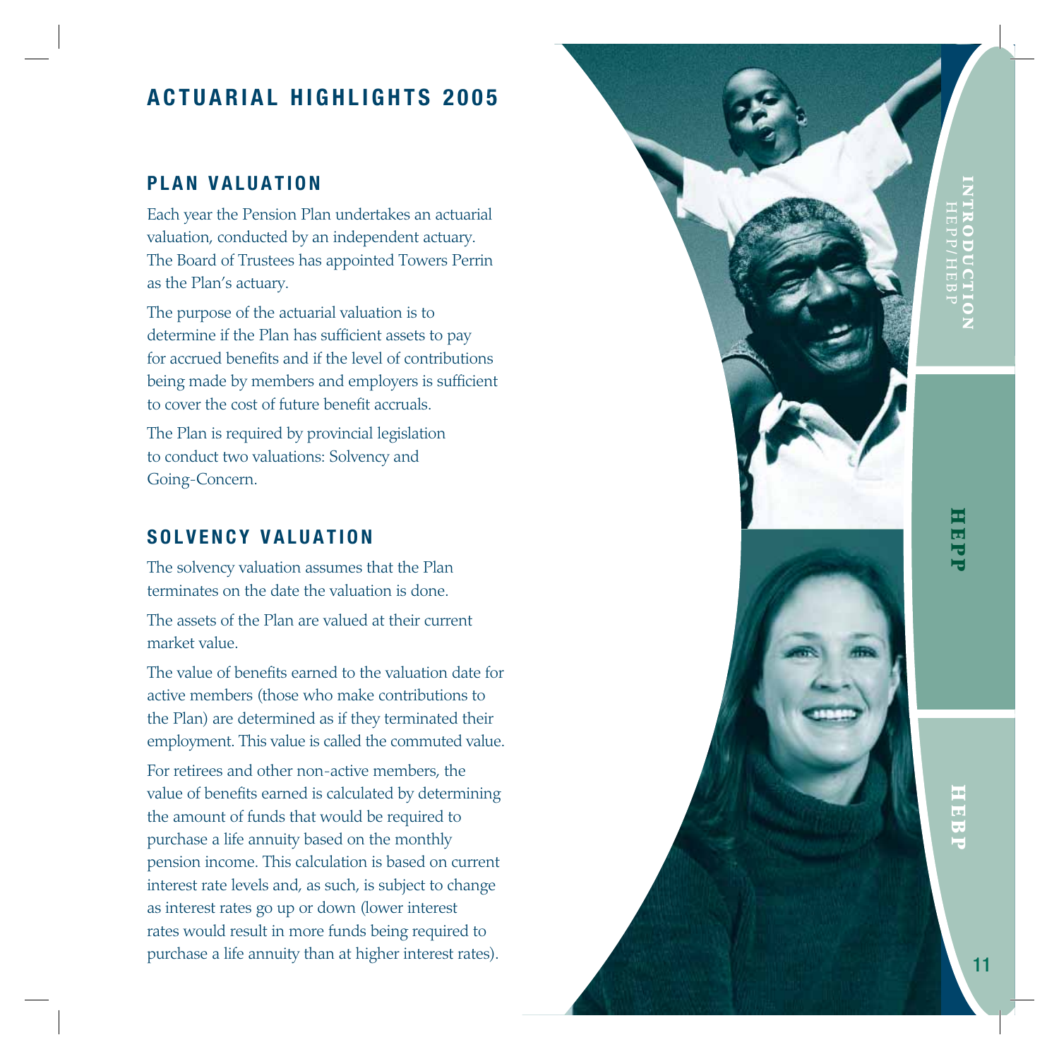# ACTUARIAL HIGHLIGHTS 2005

## PLAN VALUATION

Each year the Pension Plan undertakes an actuarial valuation, conducted by an independent actuary. The Board of Trustees has appointed Towers Perrin as the Plan's actuary.

The purpose of the actuarial valuation is to determine if the Plan has sufficient assets to pay for accrued benefits and if the level of contributions being made by members and employers is sufficient to cover the cost of future benefit accruals.

The Plan is required by provincial legislation to conduct two valuations: Solvency and Going-Concern.

## SOLVENCY VALUATION

The solvency valuation assumes that the Plan terminates on the date the valuation is done.

The assets of the Plan are valued at their current market value.

The value of benefits earned to the valuation date for active members (those who make contributions to the Plan) are determined as if they terminated their employment. This value is called the commuted value.

For retirees and other non-active members, the value of benefits earned is calculated by determining the amount of funds that would be required to purchase a life annuity based on the monthly pension income. This calculation is based on current interest rate levels and, as such, is subject to change as interest rates go up or down (lower interest rates would result in more funds being required to purchase a life annuity than at higher interest rates).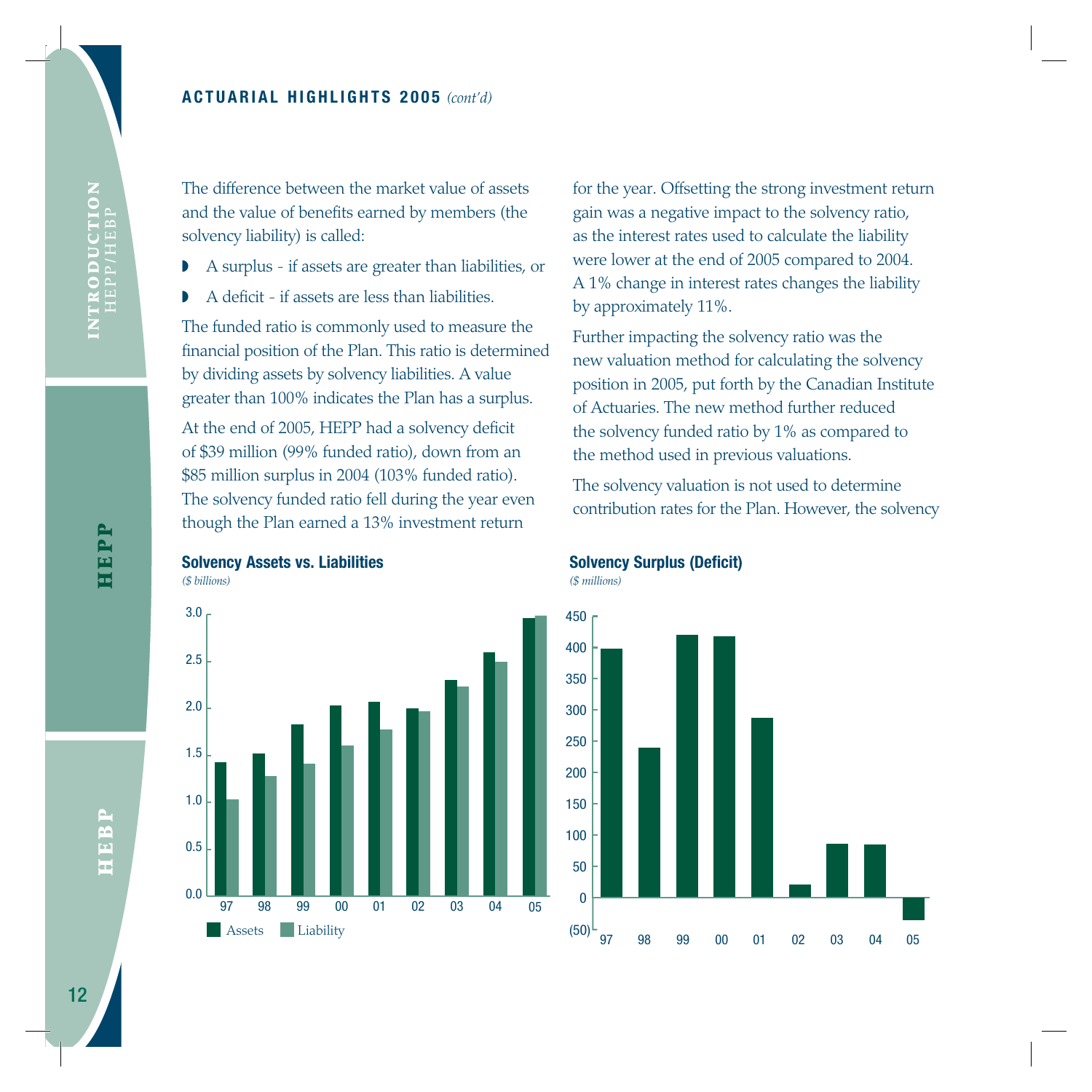## ACTUARIAL HIGHLIGHTS 2005 *(cont'd)*

The difference between the market value of assets and the value of benefits earned by members (the solvency liability) is called:

- A surplus - if assets are greater than liabilities, or
- A deficit - if assets are less than liabilities.

The funded ratio is commonly used to measure the financial position of the Plan. This ratio is determined by dividing assets by solvency liabilities. A value greater than 100% indicates the Plan has a surplus.

At the end of 2005, HEPP had a solvency deficit of $39 million (99% funded ratio), down from an $85 million surplus in 2004 (103% funded ratio). The solvency funded ratio fell during the year even though the Plan earned a 13% investment return for the year. Offsetting the strong investment return gain was a negative impact to the solvency ratio, as the interest rates used to calculate the liability were lower at the end of 2005 compared to 2004. A 1% change in interest rates changes the liability by approximately 11%.

Further impacting the solvency ratio was the new valuation method for calculating the solvency position in 2005, put forth by the Canadian Institute of Actuaries. The new method further reduced the solvency funded ratio by 1% as compared to the method used in previous valuations.

The solvency valuation is not used to determine contribution rates for the Plan. However, the solvency

**Solvency Assets vs. Liabilities**
*($ billions)*

**Solvency Surplus (Deficit)**
*($ millions)*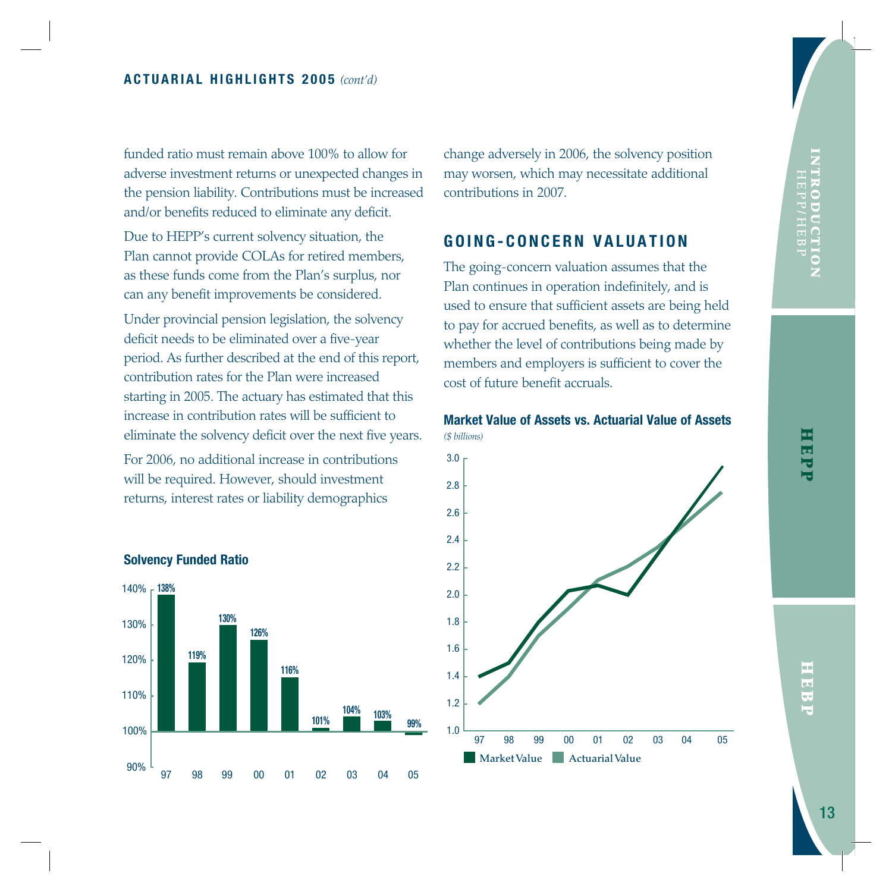## ACTUARIAL HIGHLIGHTS 2005 *(cont'd)*

funded ratio must remain above 100% to allow for adverse investment returns or unexpected changes in the pension liability. Contributions must be increased and/or benefits reduced to eliminate any deficit.

Due to HEPP's current solvency situation, the Plan cannot provide COLAs for retired members, as these funds come from the Plan's surplus, nor can any benefit improvements be considered.

Under provincial pension legislation, the solvency deficit needs to be eliminated over a five-year period. As further described at the end of this report, contribution rates for the Plan were increased starting in 2005. The actuary has estimated that this increase in contribution rates will be sufficient to eliminate the solvency deficit over the next five years.

For 2006, no additional increase in contributions will be required. However, should investment returns, interest rates or liability demographics change adversely in 2006, the solvency position may worsen, which may necessitate additional contributions in 2007.

**Solvency Funded Ratio**

| Year | 97 | 98 | 99 | 00 | 01 | 02 | 03 | 04 | 05 |
|---|---|---|---|---|---|---|---|---|---|
| Solvency Funded Ratio | 138% | 119% | 130% | 126% | 116% | 101% | 104% | 103% | 99% |

## GOING-CONCERN VALUATION

The going-concern valuation assumes that the Plan continues in operation indefinitely, and is used to ensure that sufficient assets are being held to pay for accrued benefits, as well as to determine whether the level of contributions being made by members and employers is sufficient to cover the cost of future benefit accruals.

**Market Value of Assets vs. Actuarial Value of Assets**
*($ billions)*

Legend: Market Value, Actuarial Value (years 97–05; scale 1.0–3.0)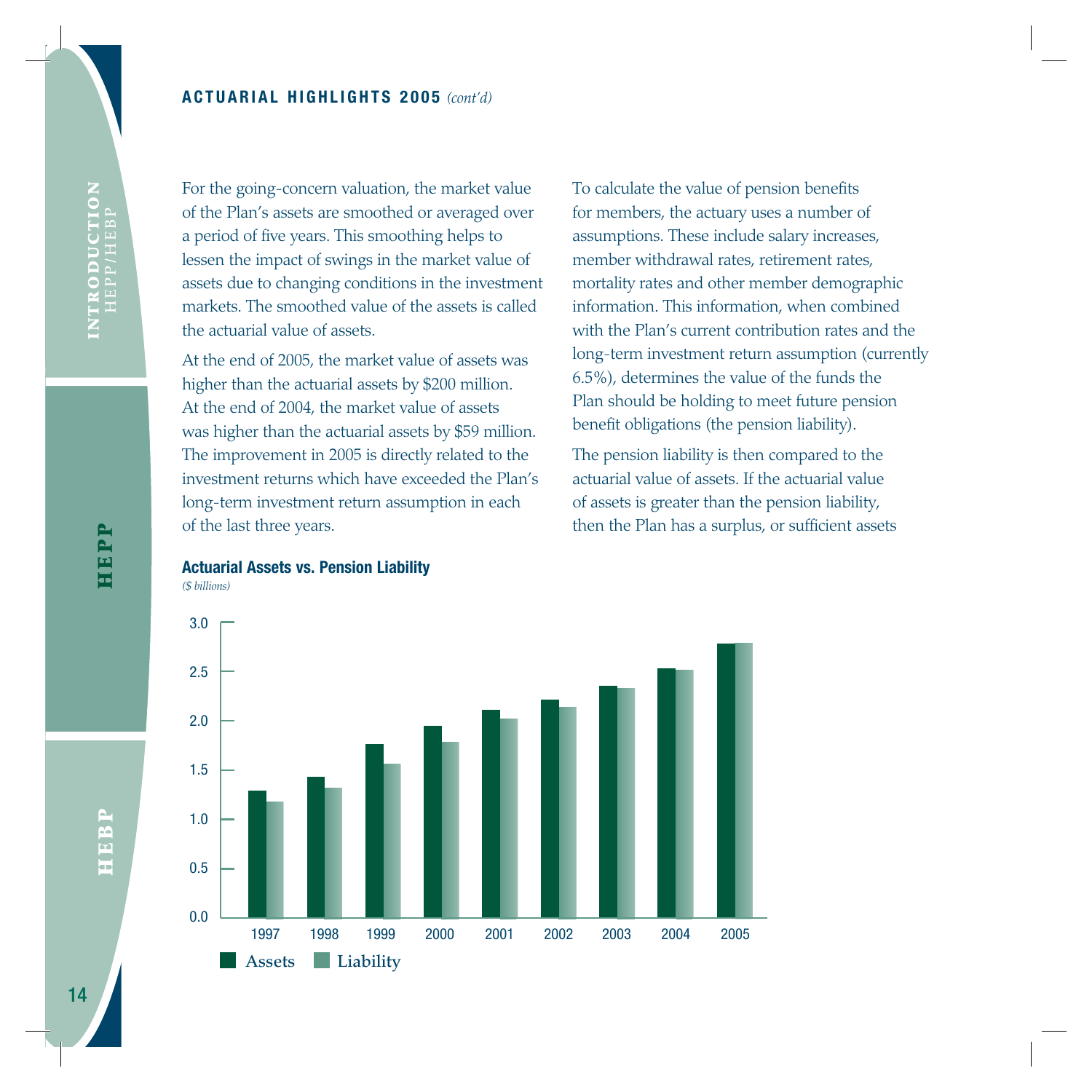## ACTUARIAL HIGHLIGHTS 2005 *(cont'd)*

For the going-concern valuation, the market value of the Plan's assets are smoothed or averaged over a period of five years. This smoothing helps to lessen the impact of swings in the market value of assets due to changing conditions in the investment markets. The smoothed value of the assets is called the actuarial value of assets.

At the end of 2005, the market value of assets was higher than the actuarial assets by $200 million. At the end of 2004, the market value of assets was higher than the actuarial assets by $59 million. The improvement in 2005 is directly related to the investment returns which have exceeded the Plan's long-term investment return assumption in each of the last three years.

To calculate the value of pension benefits for members, the actuary uses a number of assumptions. These include salary increases, member withdrawal rates, retirement rates, mortality rates and other member demographic information. This information, when combined with the Plan's current contribution rates and the long-term investment return assumption (currently 6.5%), determines the value of the funds the Plan should be holding to meet future pension benefit obligations (the pension liability).

The pension liability is then compared to the actuarial value of assets. If the actuarial value of assets is greater than the pension liability, then the Plan has a surplus, or sufficient assets

**Actuarial Assets vs. Pension Liability**
*($ billions)*

| Year | Assets | Liability |
|---|---|---|
| 1997 | 1.29 | 1.18 |
| 1998 | 1.43 | 1.32 |
| 1999 | 1.76 | 1.56 |
| 2000 | 1.95 | 1.78 |
| 2001 | 2.11 | 2.02 |
| 2002 | 2.21 | 2.14 |
| 2003 | 2.35 | 2.33 |
| 2004 | 2.53 | 2.52 |
| 2005 | 2.78 | 2.79 |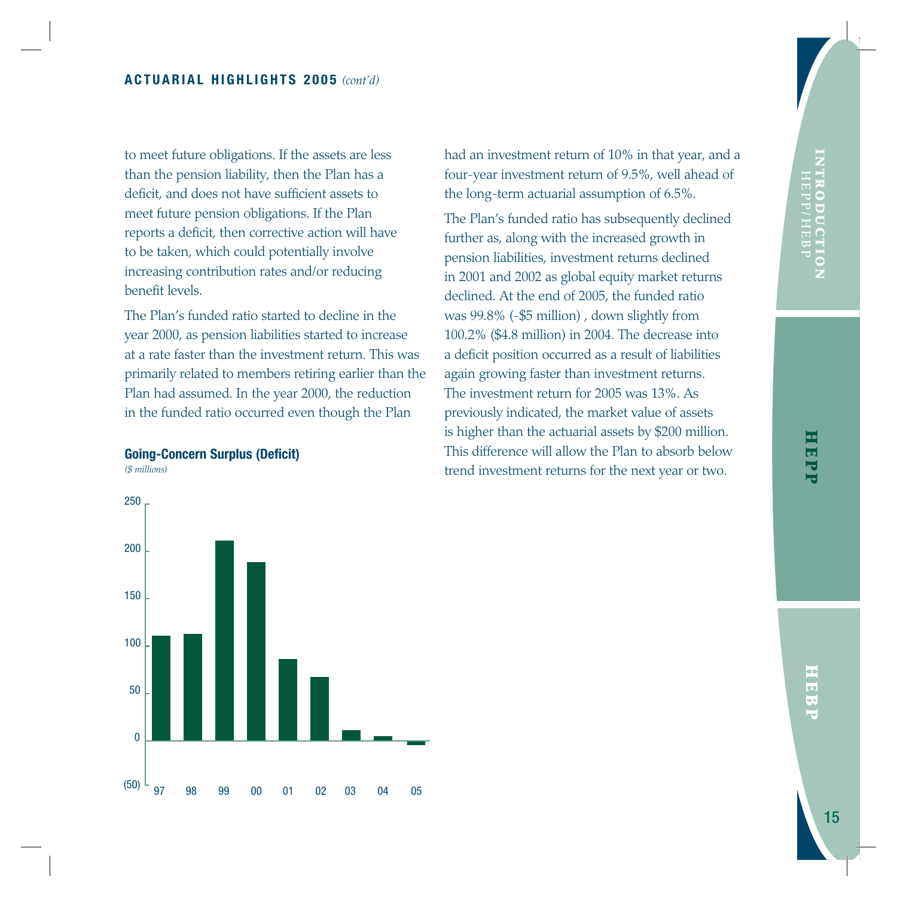## ACTUARIAL HIGHLIGHTS 2005 *(cont'd)*

to meet future obligations. If the assets are less than the pension liability, then the Plan has a deficit, and does not have sufficient assets to meet future pension obligations. If the Plan reports a deficit, then corrective action will have to be taken, which could potentially involve increasing contribution rates and/or reducing benefit levels.

The Plan's funded ratio started to decline in the year 2000, as pension liabilities started to increase at a rate faster than the investment return. This was primarily related to members retiring earlier than the Plan had assumed. In the year 2000, the reduction in the funded ratio occurred even though the Plan had an investment return of 10% in that year, and a four-year investment return of 9.5%, well ahead of the long-term actuarial assumption of 6.5%.

The Plan's funded ratio has subsequently declined further as, along with the increased growth in pension liabilities, investment returns declined in 2001 and 2002 as global equity market returns declined. At the end of 2005, the funded ratio was 99.8% (-$5 million) , down slightly from 100.2% ($4.8 million) in 2004. The decrease into a deficit position occurred as a result of liabilities again growing faster than investment returns. The investment return for 2005 was 13%. As previously indicated, the market value of assets is higher than the actuarial assets by $200 million. This difference will allow the Plan to absorb below trend investment returns for the next year or two.

**Going-Concern Surplus (Deficit)**

*($ millions)*

(Chart: y-axis from (50) to 250; x-axis years 97, 98, 99, 00, 01, 02, 03, 04, 05)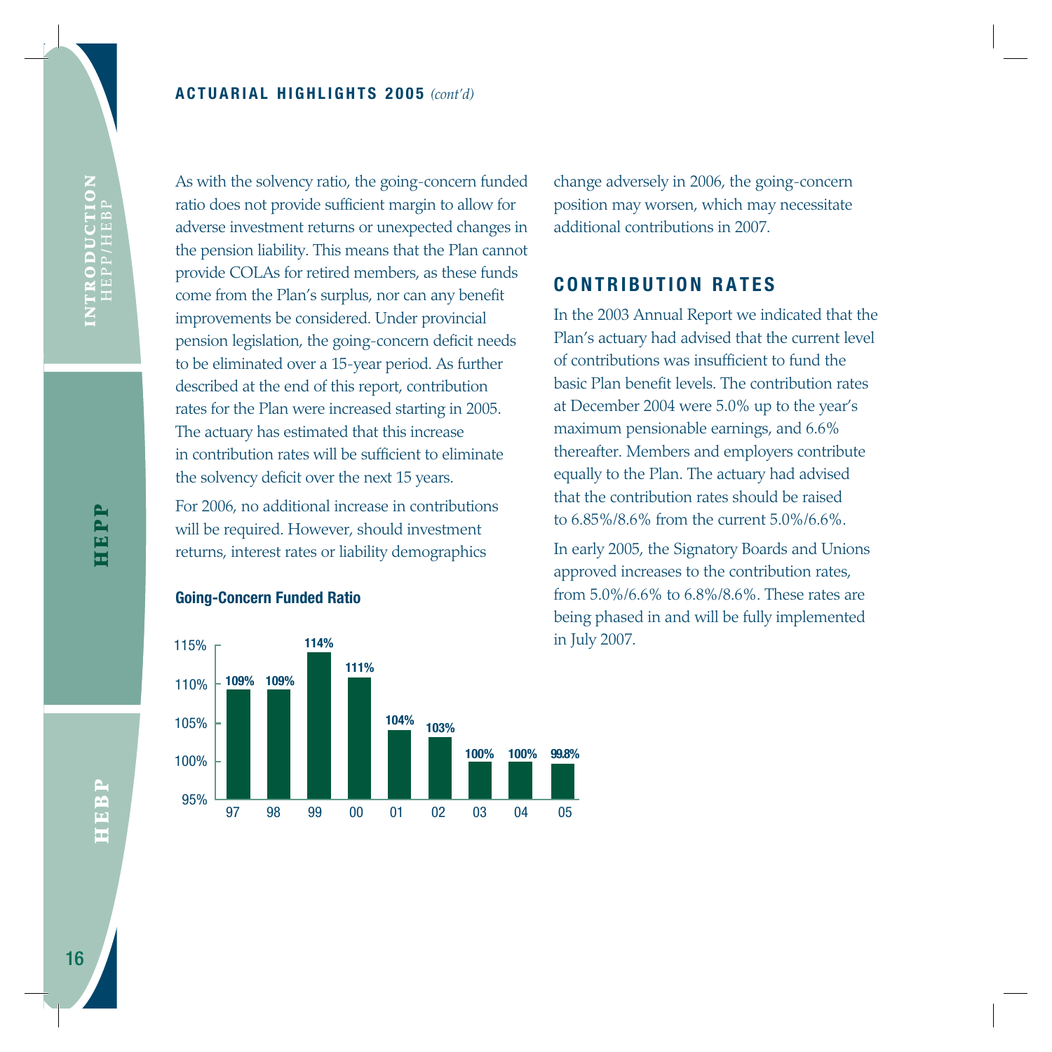## ACTUARIAL HIGHLIGHTS 2005 *(cont'd)*

As with the solvency ratio, the going-concern funded ratio does not provide sufficient margin to allow for adverse investment returns or unexpected changes in the pension liability. This means that the Plan cannot provide COLAs for retired members, as these funds come from the Plan's surplus, nor can any benefit improvements be considered. Under provincial pension legislation, the going-concern deficit needs to be eliminated over a 15-year period. As further described at the end of this report, contribution rates for the Plan were increased starting in 2005. The actuary has estimated that this increase in contribution rates will be sufficient to eliminate the solvency deficit over the next 15 years.

For 2006, no additional increase in contributions will be required. However, should investment returns, interest rates or liability demographics change adversely in 2006, the going-concern position may worsen, which may necessitate additional contributions in 2007.

**Going-Concern Funded Ratio**

| Year | 97 | 98 | 99 | 00 | 01 | 02 | 03 | 04 | 05 |
|---|---|---|---|---|---|---|---|---|---|
| Ratio | 109% | 109% | 114% | 111% | 104% | 103% | 100% | 100% | 99.8% |

## CONTRIBUTION RATES

In the 2003 Annual Report we indicated that the Plan's actuary had advised that the current level of contributions was insufficient to fund the basic Plan benefit levels. The contribution rates at December 2004 were 5.0% up to the year's maximum pensionable earnings, and 6.6% thereafter. Members and employers contribute equally to the Plan. The actuary had advised that the contribution rates should be raised to 6.85%/8.6% from the current 5.0%/6.6%.

In early 2005, the Signatory Boards and Unions approved increases to the contribution rates, from 5.0%/6.6% to 6.8%/8.6%. These rates are being phased in and will be fully implemented in July 2007.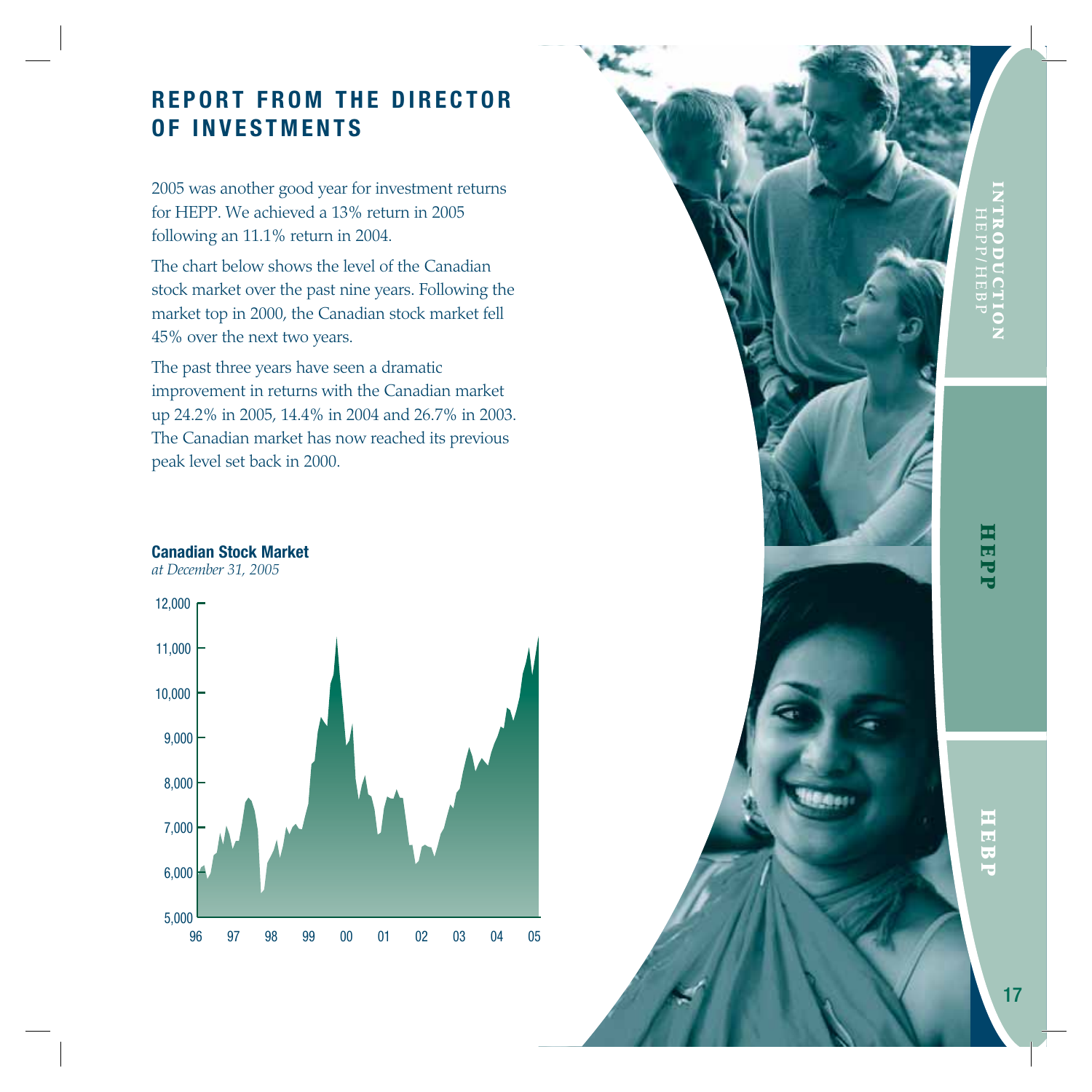# REPORT FROM THE DIRECTOR OF INVESTMENTS

2005 was another good year for investment returns for HEPP. We achieved a 13% return in 2005 following an 11.1% return in 2004.

The chart below shows the level of the Canadian stock market over the past nine years. Following the market top in 2000, the Canadian stock market fell 45% over the next two years.

The past three years have seen a dramatic improvement in returns with the Canadian market up 24.2% in 2005, 14.4% in 2004 and 26.7% in 2003. The Canadian market has now reached its previous peak level set back in 2000.

**Canadian Stock Market**

*at December 31, 2005*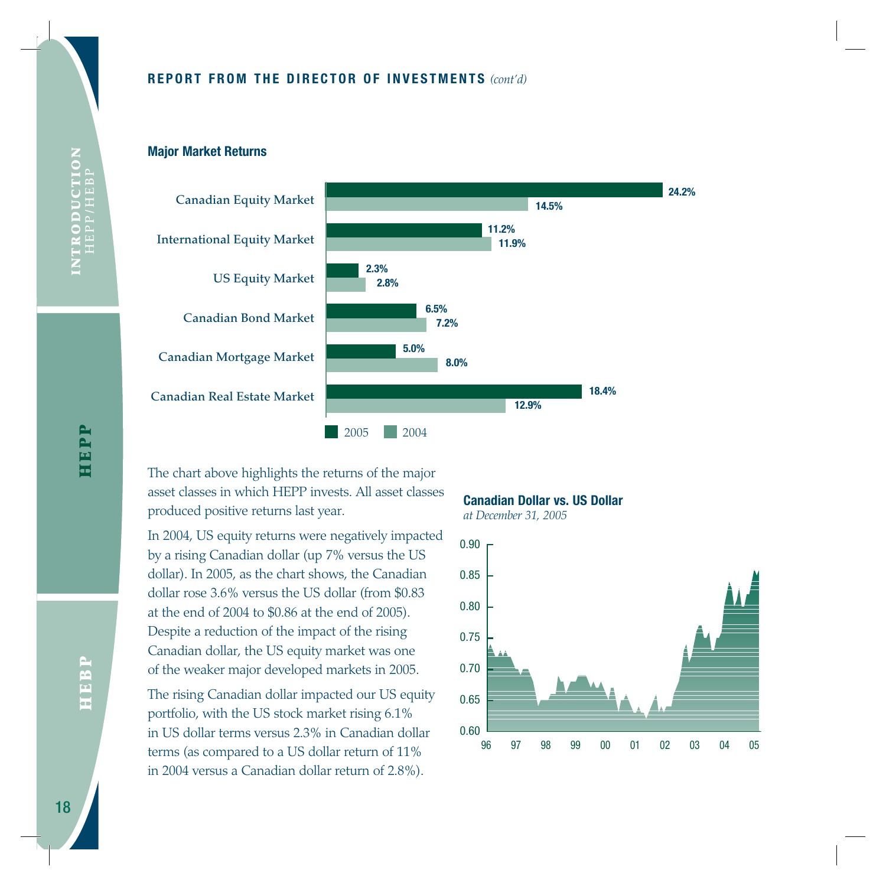## REPORT FROM THE DIRECTOR OF INVESTMENTS *(cont'd)*

### Major Market Returns

| | 2005 | 2004 |
|---|---|---|
| Canadian Equity Market | 24.2% | 14.5% |
| International Equity Market | 11.2% | 11.9% |
| US Equity Market | 2.3% | 2.8% |
| Canadian Bond Market | 6.5% | 7.2% |
| Canadian Mortgage Market | 5.0% | 8.0% |
| Canadian Real Estate Market | 18.4% | 12.9% |

The chart above highlights the returns of the major asset classes in which HEPP invests. All asset classes produced positive returns last year.

In 2004, US equity returns were negatively impacted by a rising Canadian dollar (up 7% versus the US dollar). In 2005, as the chart shows, the Canadian dollar rose 3.6% versus the US dollar (from $0.83 at the end of 2004 to $0.86 at the end of 2005). Despite a reduction of the impact of the rising Canadian dollar, the US equity market was one of the weaker major developed markets in 2005.

The rising Canadian dollar impacted our US equity portfolio, with the US stock market rising 6.1% in US dollar terms versus 2.3% in Canadian dollar terms (as compared to a US dollar return of 11% in 2004 versus a Canadian dollar return of 2.8%).

### Canadian Dollar vs. US Dollar

*at December 31, 2005*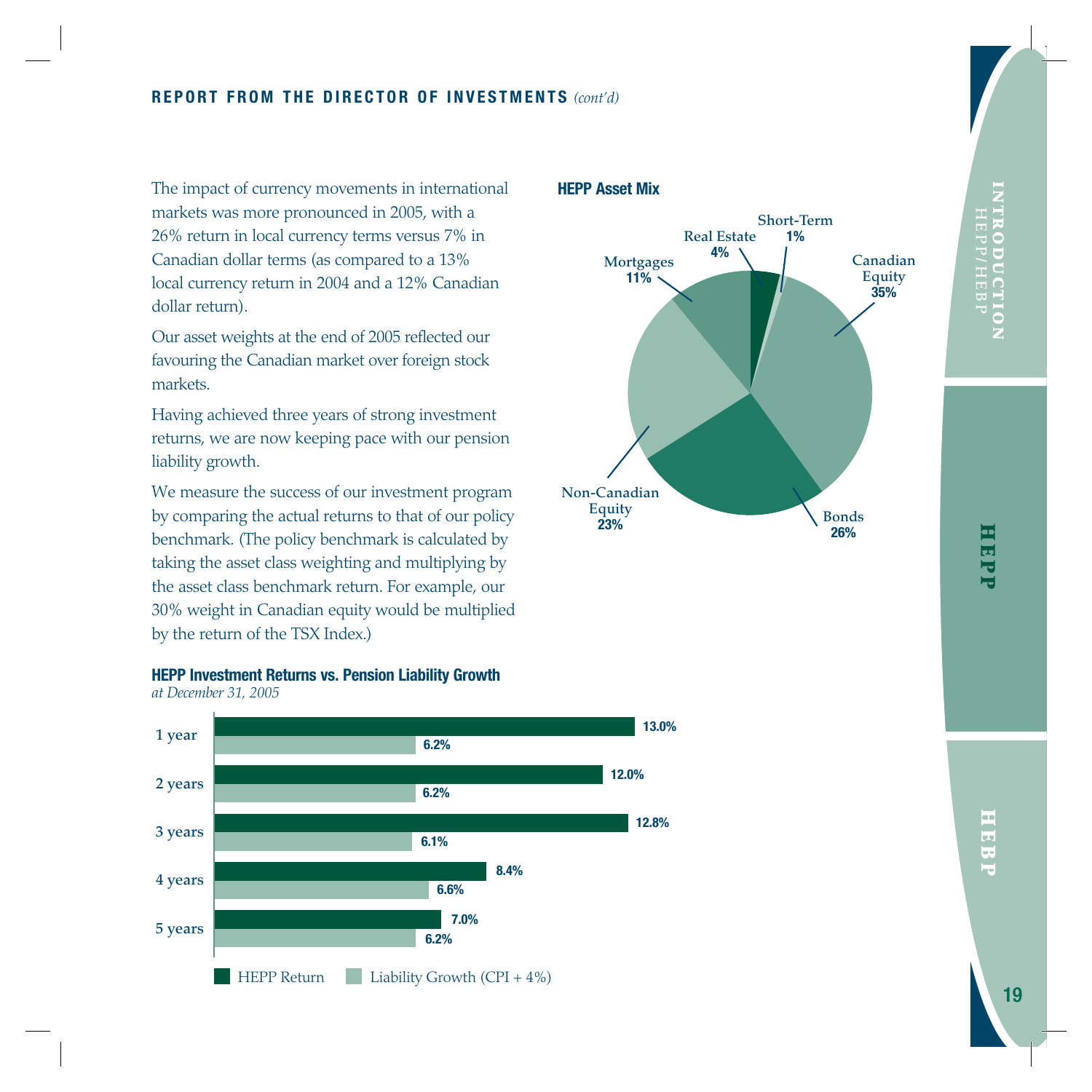## REPORT FROM THE DIRECTOR OF INVESTMENTS *(cont'd)*

The impact of currency movements in international markets was more pronounced in 2005, with a 26% return in local currency terms versus 7% in Canadian dollar terms (as compared to a 13% local currency return in 2004 and a 12% Canadian dollar return).

Our asset weights at the end of 2005 reflected our favouring the Canadian market over foreign stock markets.

Having achieved three years of strong investment returns, we are now keeping pace with our pension liability growth.

We measure the success of our investment program by comparing the actual returns to that of our policy benchmark. (The policy benchmark is calculated by taking the asset class weighting and multiplying by the asset class benchmark return. For example, our 30% weight in Canadian equity would be multiplied by the return of the TSX Index.)

### HEPP Asset Mix

| Asset Class | Weight |
|---|---|
| Canadian Equity | 35% |
| Bonds | 26% |
| Non-Canadian Equity | 23% |
| Mortgages | 11% |
| Real Estate | 4% |
| Short-Term | 1% |

### HEPP Investment Returns vs. Pension Liability Growth

*at December 31, 2005*

| Period | HEPP Return | Liability Growth (CPI + 4%) |
|---|---|---|
| 1 year | 13.0% | 6.2% |
| 2 years | 12.0% | 6.2% |
| 3 years | 12.8% | 6.1% |
| 4 years | 8.4% | 6.6% |
| 5 years | 7.0% | 6.2% |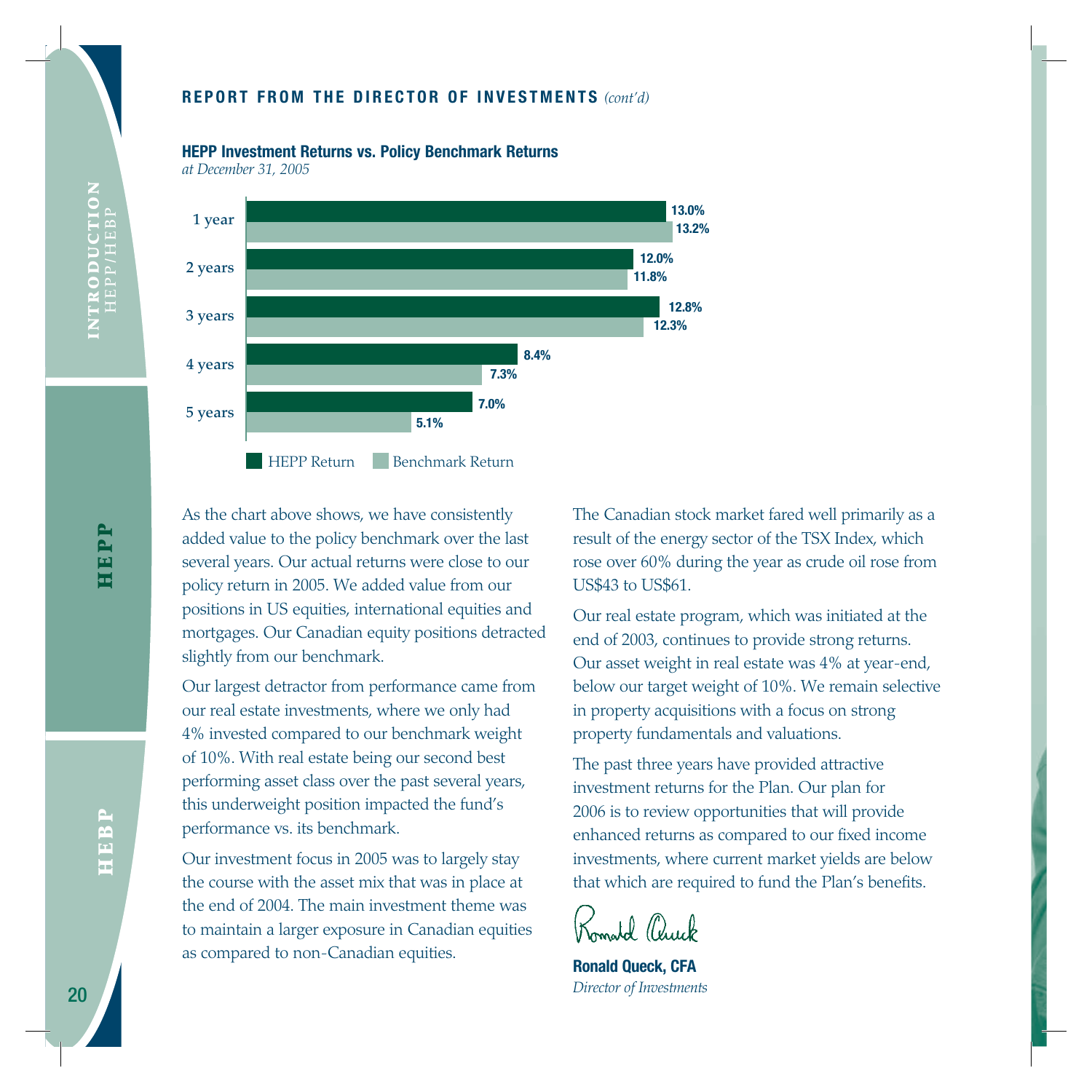## REPORT FROM THE DIRECTOR OF INVESTMENTS *(cont'd)*

### HEPP Investment Returns vs. Policy Benchmark Returns

*at December 31, 2005*

| | HEPP Return | Benchmark Return |
|---|---|---|
| 1 year | 13.0% | 13.2% |
| 2 years | 12.0% | 11.8% |
| 3 years | 12.8% | 12.3% |
| 4 years | 8.4% | 7.3% |
| 5 years | 7.0% | 5.1% |

As the chart above shows, we have consistently added value to the policy benchmark over the last several years. Our actual returns were close to our policy return in 2005. We added value from our positions in US equities, international equities and mortgages. Our Canadian equity positions detracted slightly from our benchmark.

Our largest detractor from performance came from our real estate investments, where we only had 4% invested compared to our benchmark weight of 10%. With real estate being our second best performing asset class over the past several years, this underweight position impacted the fund's performance vs. its benchmark.

Our investment focus in 2005 was to largely stay the course with the asset mix that was in place at the end of 2004. The main investment theme was to maintain a larger exposure in Canadian equities as compared to non-Canadian equities.

The Canadian stock market fared well primarily as a result of the energy sector of the TSX Index, which rose over 60% during the year as crude oil rose from US$43 to US$61.

Our real estate program, which was initiated at the end of 2003, continues to provide strong returns. Our asset weight in real estate was 4% at year-end, below our target weight of 10%. We remain selective in property acquisitions with a focus on strong property fundamentals and valuations.

The past three years have provided attractive investment returns for the Plan. Our plan for 2006 is to review opportunities that will provide enhanced returns as compared to our fixed income investments, where current market yields are below that which are required to fund the Plan's benefits.

*Ronald Queck*

**Ronald Queck, CFA**
*Director of Investments*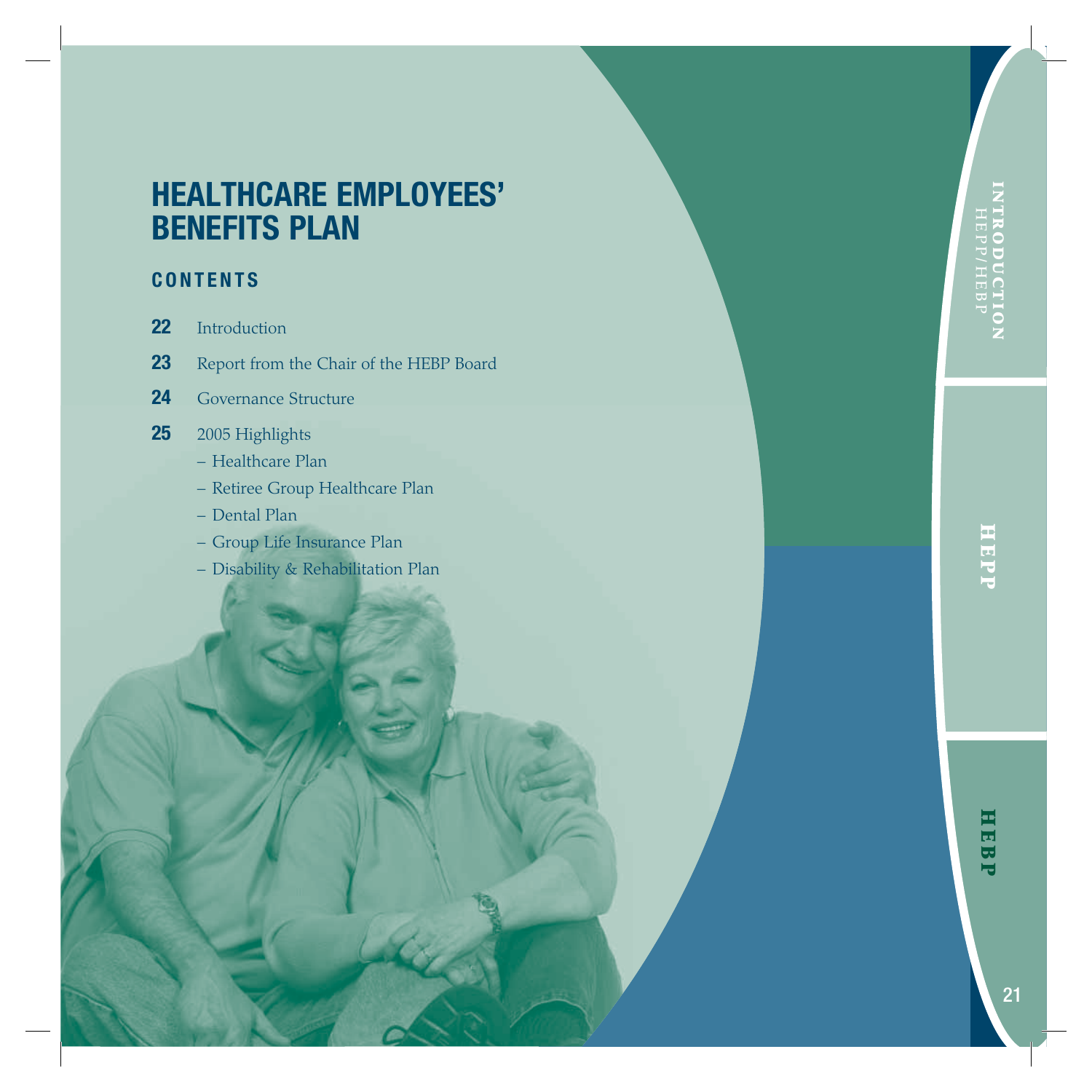# HEALTHCARE EMPLOYEES' BENEFITS PLAN

## CONTENTS

**22** Introduction

**23** Report from the Chair of the HEBP Board

**24** Governance Structure

**25** 2005 Highlights

– Healthcare Plan

– Retiree Group Healthcare Plan

– Dental Plan

– Group Life Insurance Plan

– Disability & Rehabilitation Plan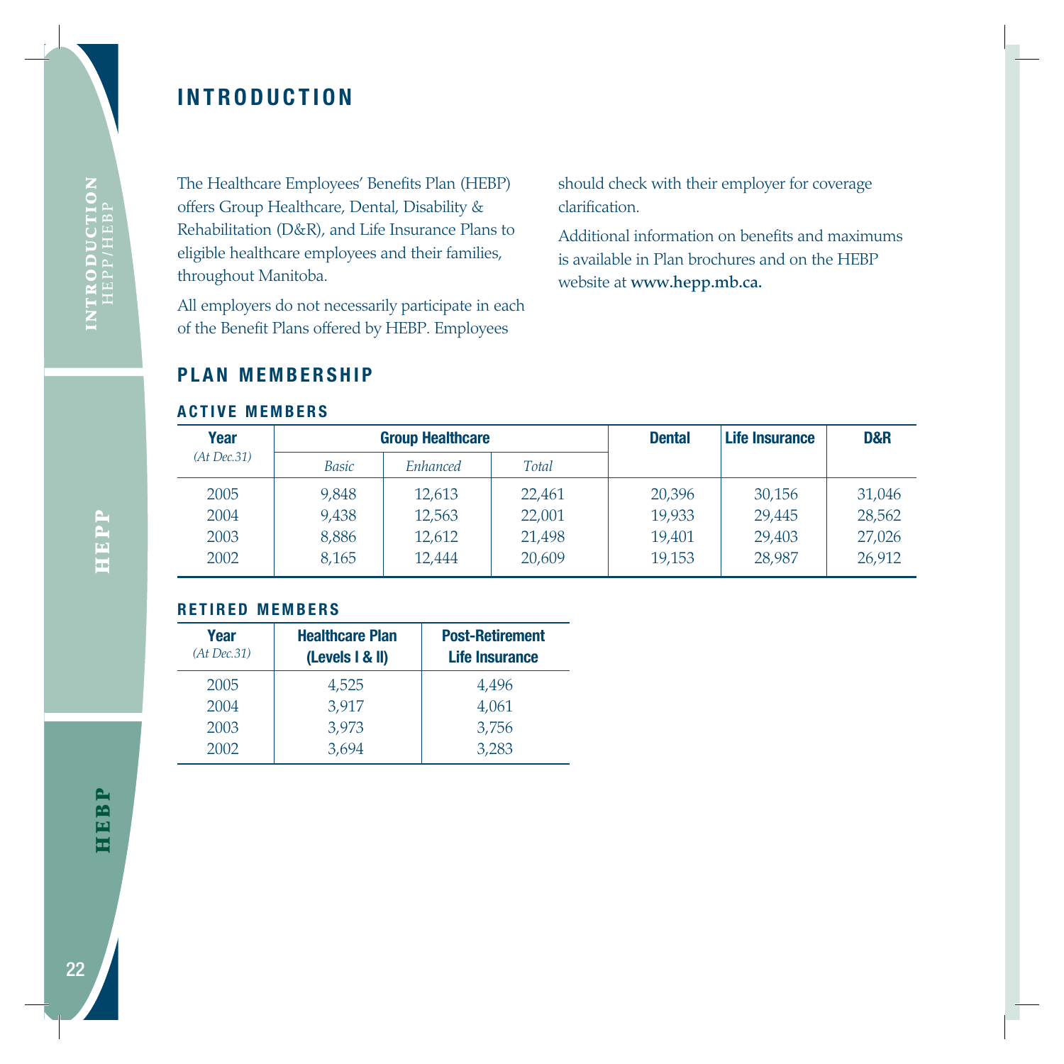# INTRODUCTION

The Healthcare Employees' Benefits Plan (HEBP) offers Group Healthcare, Dental, Disability & Rehabilitation (D&R), and Life Insurance Plans to eligible healthcare employees and their families, throughout Manitoba.

All employers do not necessarily participate in each of the Benefit Plans offered by HEBP. Employees should check with their employer for coverage clarification.

Additional information on benefits and maximums is available in Plan brochures and on the HEBP website at **www.hepp.mb.ca.**

## PLAN MEMBERSHIP

### ACTIVE MEMBERS

| Year *(At Dec.31)* | Group Healthcare | | | Dental | Life Insurance | D&R |
|---|---|---|---|---|---|---|
| | *Basic* | *Enhanced* | *Total* | | | |
| 2005 | 9,848 | 12,613 | 22,461 | 20,396 | 30,156 | 31,046 |
| 2004 | 9,438 | 12,563 | 22,001 | 19,933 | 29,445 | 28,562 |
| 2003 | 8,886 | 12,612 | 21,498 | 19,401 | 29,403 | 27,026 |
| 2002 | 8,165 | 12,444 | 20,609 | 19,153 | 28,987 | 26,912 |

### RETIRED MEMBERS

| Year *(At Dec.31)* | Healthcare Plan (Levels I & II) | Post-Retirement Life Insurance |
|---|---|---|
| 2005 | 4,525 | 4,496 |
| 2004 | 3,917 | 4,061 |
| 2003 | 3,973 | 3,756 |
| 2002 | 3,694 | 3,283 |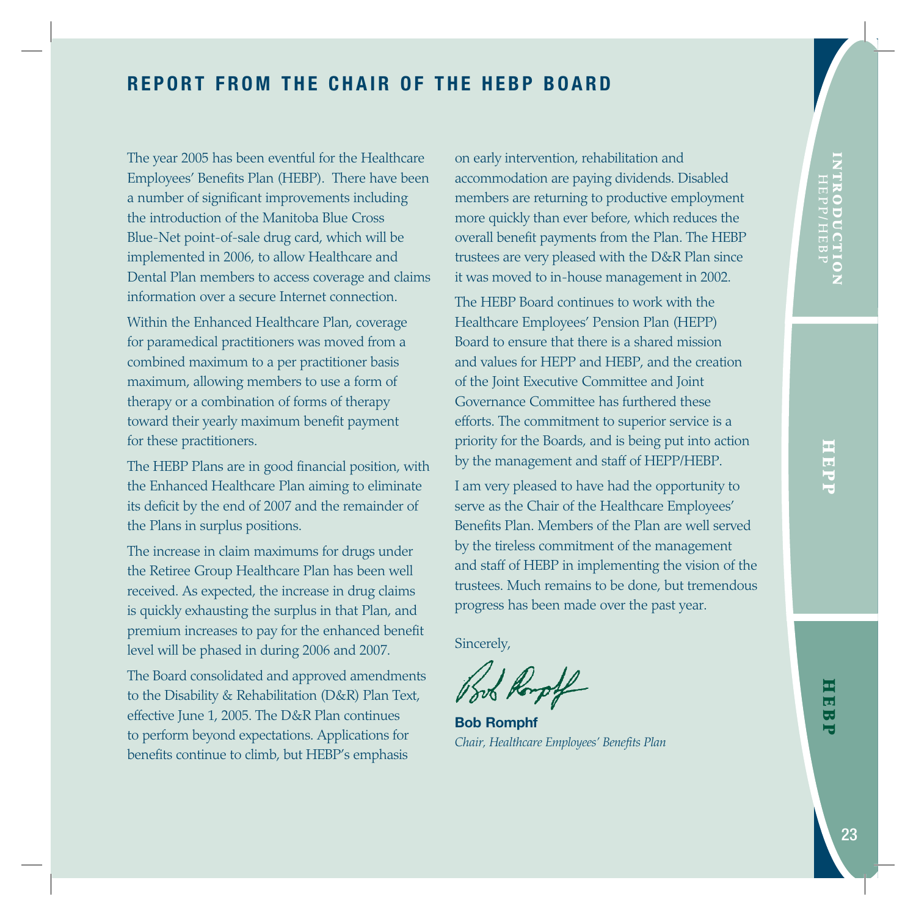# REPORT FROM THE CHAIR OF THE HEBP BOARD

The year 2005 has been eventful for the Healthcare Employees' Benefits Plan (HEBP). There have been a number of significant improvements including the introduction of the Manitoba Blue Cross Blue-Net point-of-sale drug card, which will be implemented in 2006, to allow Healthcare and Dental Plan members to access coverage and claims information over a secure Internet connection.

Within the Enhanced Healthcare Plan, coverage for paramedical practitioners was moved from a combined maximum to a per practitioner basis maximum, allowing members to use a form of therapy or a combination of forms of therapy toward their yearly maximum benefit payment for these practitioners.

The HEBP Plans are in good financial position, with the Enhanced Healthcare Plan aiming to eliminate its deficit by the end of 2007 and the remainder of the Plans in surplus positions.

The increase in claim maximums for drugs under the Retiree Group Healthcare Plan has been well received. As expected, the increase in drug claims is quickly exhausting the surplus in that Plan, and premium increases to pay for the enhanced benefit level will be phased in during 2006 and 2007.

The Board consolidated and approved amendments to the Disability & Rehabilitation (D&R) Plan Text, effective June 1, 2005. The D&R Plan continues to perform beyond expectations. Applications for benefits continue to climb, but HEBP's emphasis on early intervention, rehabilitation and accommodation are paying dividends. Disabled members are returning to productive employment more quickly than ever before, which reduces the overall benefit payments from the Plan. The HEBP trustees are very pleased with the D&R Plan since it was moved to in-house management in 2002.

The HEBP Board continues to work with the Healthcare Employees' Pension Plan (HEPP) Board to ensure that there is a shared mission and values for HEPP and HEBP, and the creation of the Joint Executive Committee and Joint Governance Committee has furthered these efforts. The commitment to superior service is a priority for the Boards, and is being put into action by the management and staff of HEPP/HEBP.

I am very pleased to have had the opportunity to serve as the Chair of the Healthcare Employees' Benefits Plan. Members of the Plan are well served by the tireless commitment of the management and staff of HEBP in implementing the vision of the trustees. Much remains to be done, but tremendous progress has been made over the past year.

Sincerely,

**Bob Romphf**
*Chair, Healthcare Employees' Benefits Plan*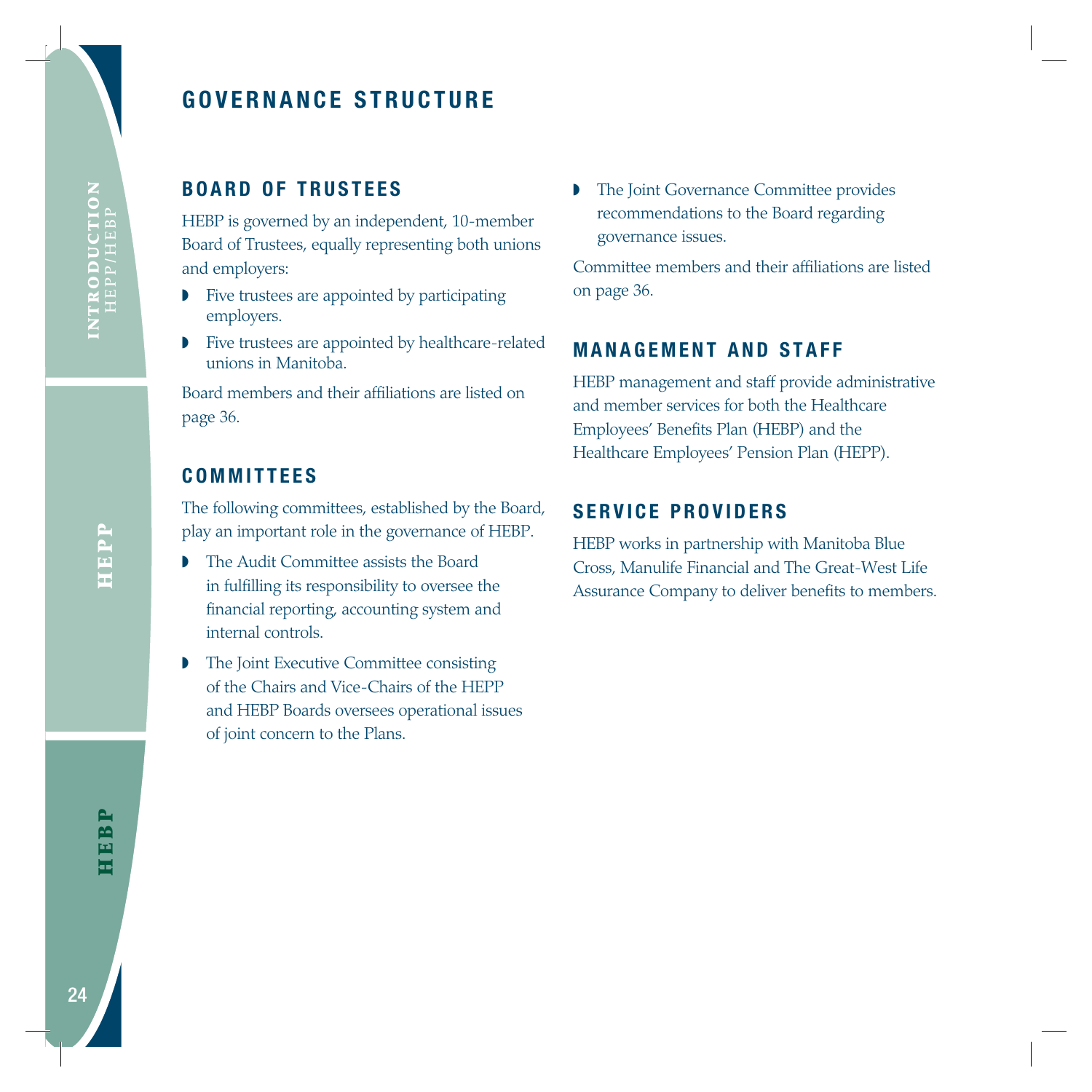# GOVERNANCE STRUCTURE

## BOARD OF TRUSTEES

HEBP is governed by an independent, 10-member Board of Trustees, equally representing both unions and employers:

- Five trustees are appointed by participating employers.
- Five trustees are appointed by healthcare-related unions in Manitoba.

Board members and their affiliations are listed on page 36.

## COMMITTEES

The following committees, established by the Board, play an important role in the governance of HEBP.

- The Audit Committee assists the Board in fulfilling its responsibility to oversee the financial reporting, accounting system and internal controls.
- The Joint Executive Committee consisting of the Chairs and Vice-Chairs of the HEPP and HEBP Boards oversees operational issues of joint concern to the Plans.
- The Joint Governance Committee provides recommendations to the Board regarding governance issues.

Committee members and their affiliations are listed on page 36.

## MANAGEMENT AND STAFF

HEBP management and staff provide administrative and member services for both the Healthcare Employees' Benefits Plan (HEBP) and the Healthcare Employees' Pension Plan (HEPP).

## SERVICE PROVIDERS

HEBP works in partnership with Manitoba Blue Cross, Manulife Financial and The Great-West Life Assurance Company to deliver benefits to members.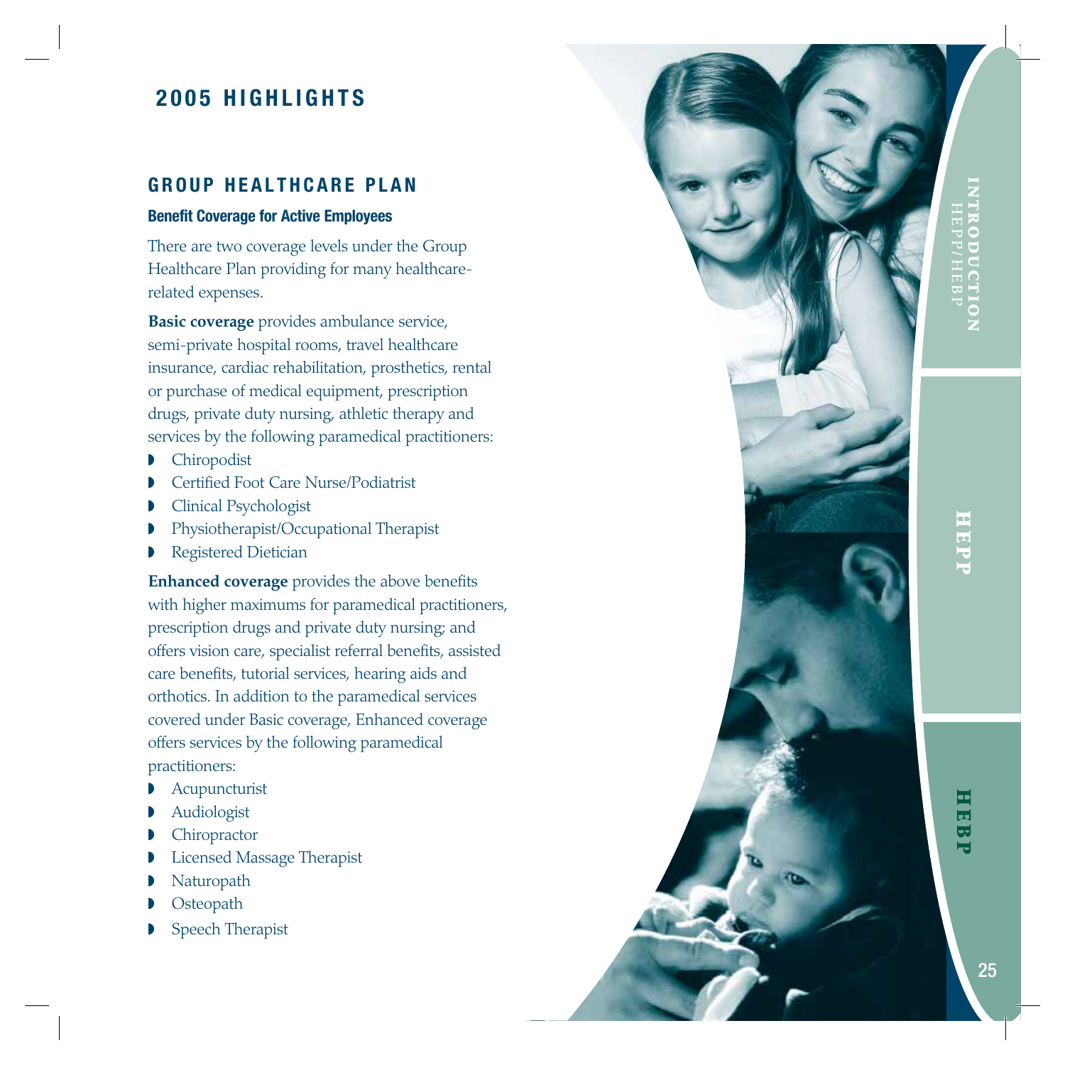# 2005 HIGHLIGHTS

## GROUP HEALTHCARE PLAN

### Benefit Coverage for Active Employees

There are two coverage levels under the Group Healthcare Plan providing for many healthcare-related expenses.

**Basic coverage** provides ambulance service, semi-private hospital rooms, travel healthcare insurance, cardiac rehabilitation, prosthetics, rental or purchase of medical equipment, prescription drugs, private duty nursing, athletic therapy and services by the following paramedical practitioners:

- Chiropodist
- Certified Foot Care Nurse/Podiatrist
- Clinical Psychologist
- Physiotherapist/Occupational Therapist
- Registered Dietician

**Enhanced coverage** provides the above benefits with higher maximums for paramedical practitioners, prescription drugs and private duty nursing; and offers vision care, specialist referral benefits, assisted care benefits, tutorial services, hearing aids and orthotics. In addition to the paramedical services covered under Basic coverage, Enhanced coverage offers services by the following paramedical practitioners:

- Acupuncturist
- Audiologist
- Chiropractor
- Licensed Massage Therapist
- Naturopath
- Osteopath
- Speech Therapist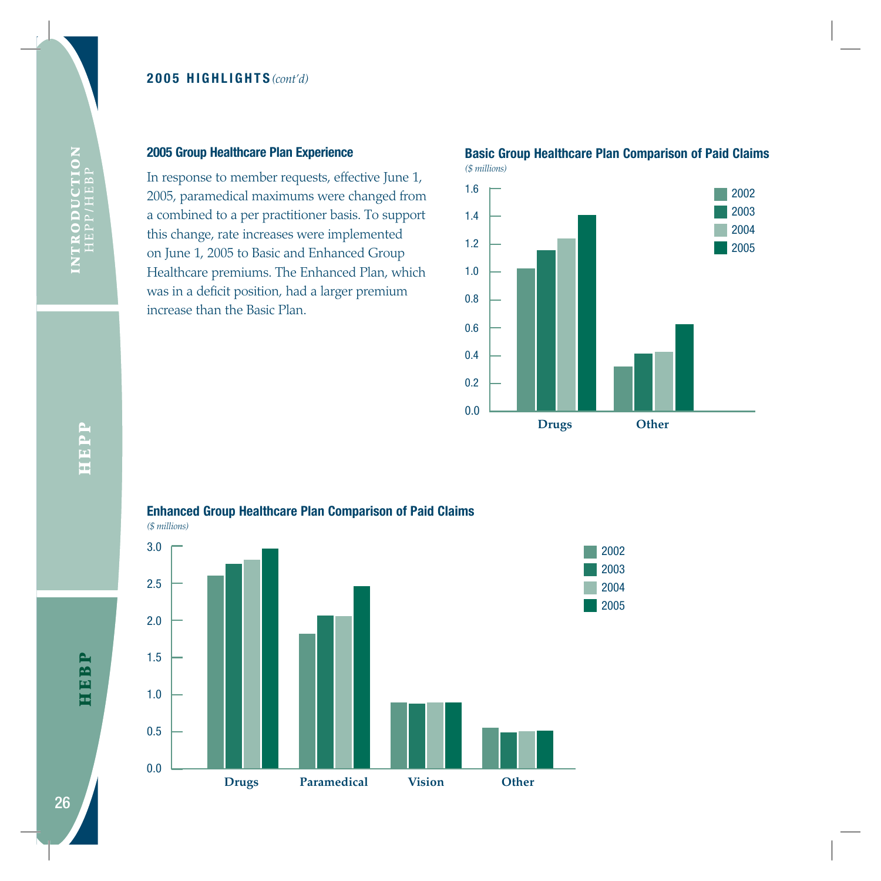## 2005 HIGHLIGHTS *(cont'd)*

### 2005 Group Healthcare Plan Experience

In response to member requests, effective June 1, 2005, paramedical maximums were changed from a combined to a per practitioner basis. To support this change, rate increases were implemented on June 1, 2005 to Basic and Enhanced Group Healthcare premiums. The Enhanced Plan, which was in a deficit position, had a larger premium increase than the Basic Plan.

**Basic Group Healthcare Plan Comparison of Paid Claims**

*($ millions)*

**Enhanced Group Healthcare Plan Comparison of Paid Claims**

*($ millions)*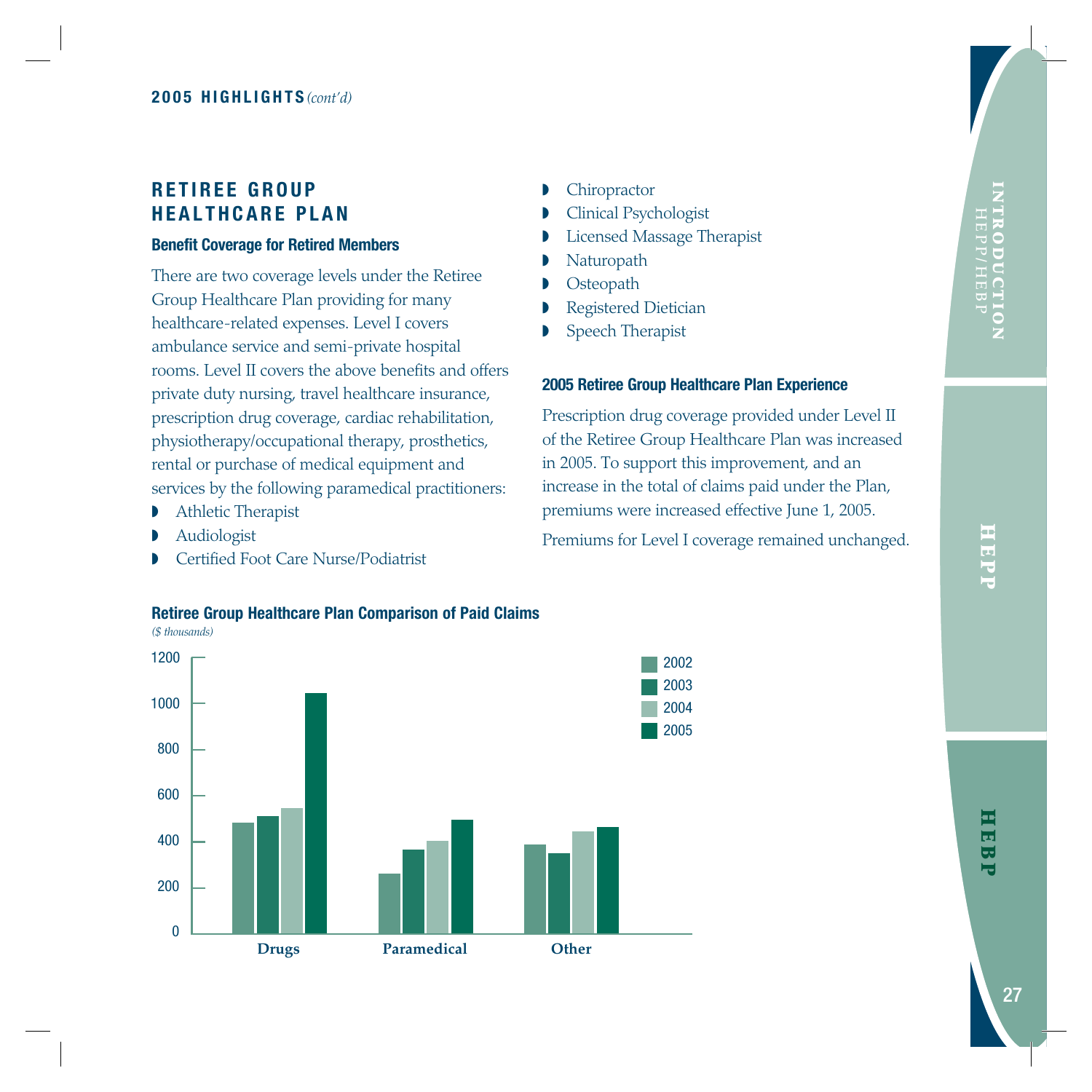## RETIREE GROUP HEALTHCARE PLAN

### Benefit Coverage for Retired Members

There are two coverage levels under the Retiree Group Healthcare Plan providing for many healthcare-related expenses. Level I covers ambulance service and semi-private hospital rooms. Level II covers the above benefits and offers private duty nursing, travel healthcare insurance, prescription drug coverage, cardiac rehabilitation, physiotherapy/occupational therapy, prosthetics, rental or purchase of medical equipment and services by the following paramedical practitioners:

- Athletic Therapist
- Audiologist
- Certified Foot Care Nurse/Podiatrist
- Chiropractor
- Clinical Psychologist
- Licensed Massage Therapist
- Naturopath
- Osteopath
- Registered Dietician
- Speech Therapist

### 2005 Retiree Group Healthcare Plan Experience

Prescription drug coverage provided under Level II of the Retiree Group Healthcare Plan was increased in 2005. To support this improvement, and an increase in the total of claims paid under the Plan, premiums were increased effective June 1, 2005.

Premiums for Level I coverage remained unchanged.

### Retiree Group Healthcare Plan Comparison of Paid Claims

*($ thousands)*

| | 2002 | 2003 | 2004 | 2005 |
|---|---|---|---|---|
| Drugs | ~480 | ~510 | ~545 | ~1045 |
| Paramedical | ~260 | ~365 | ~400 | ~495 |
| Other | ~385 | ~350 | ~445 | ~465 |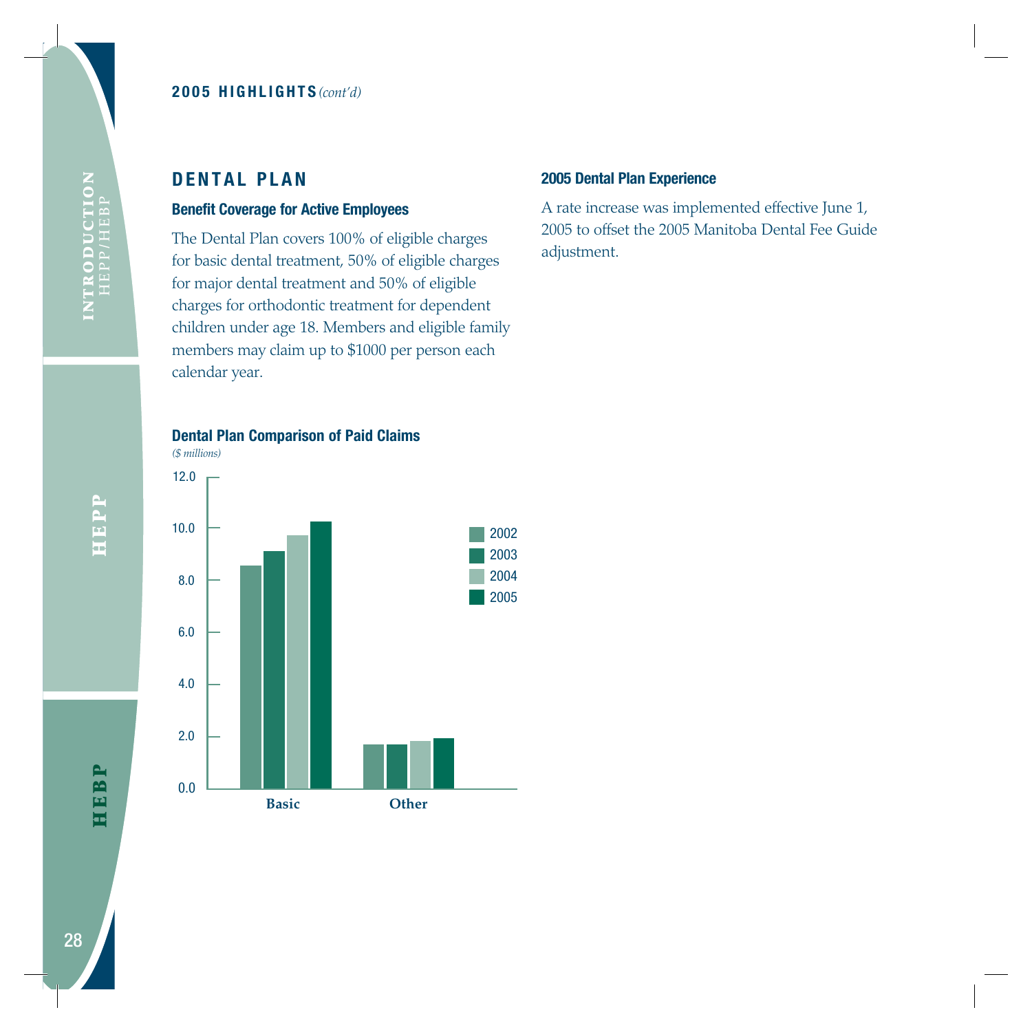**2005 HIGHLIGHTS** *(cont'd)*

## DENTAL PLAN

### Benefit Coverage for Active Employees

The Dental Plan covers 100% of eligible charges for basic dental treatment, 50% of eligible charges for major dental treatment and 50% of eligible charges for orthodontic treatment for dependent children under age 18. Members and eligible family members may claim up to $1000 per person each calendar year.

### Dental Plan Comparison of Paid Claims

*($ millions)*

| | 2002 | 2003 | 2004 | 2005 |
|---|---|---|---|---|
| Basic | 8.6 | 9.1 | 9.7 | 10.3 |
| Other | 1.7 | 1.7 | 1.8 | 1.9 |

### 2005 Dental Plan Experience

A rate increase was implemented effective June 1, 2005 to offset the 2005 Manitoba Dental Fee Guide adjustment.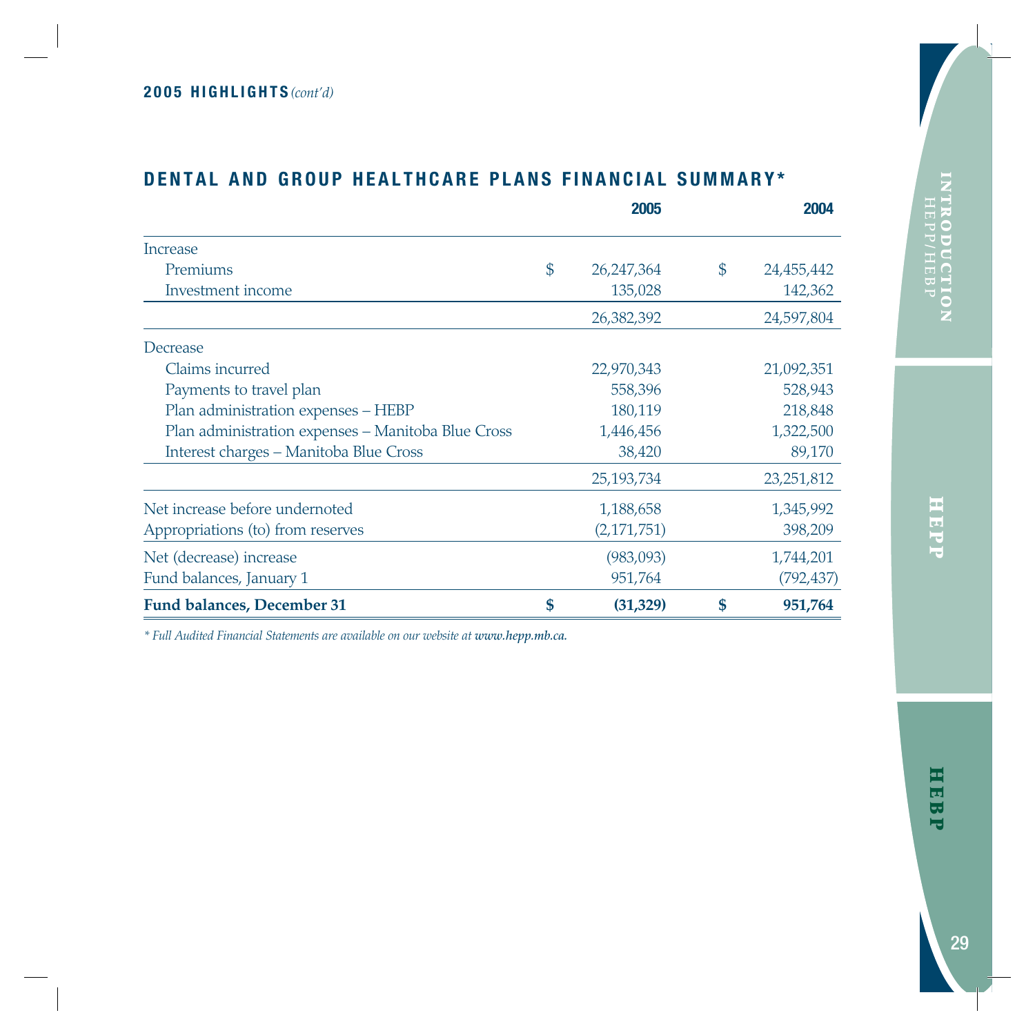**2005 HIGHLIGHTS** *(cont'd)*

## DENTAL AND GROUP HEALTHCARE PLANS FINANCIAL SUMMARY*

| | 2005 | 2004 |
|---|---|---|
| Increase | | |
| Premiums | $ 26,247,364 | $ 24,455,442 |
| Investment income | 135,028 | 142,362 |
| | 26,382,392 | 24,597,804 |
| Decrease | | |
| Claims incurred | 22,970,343 | 21,092,351 |
| Payments to travel plan | 558,396 | 528,943 |
| Plan administration expenses – HEBP | 180,119 | 218,848 |
| Plan administration expenses – Manitoba Blue Cross | 1,446,456 | 1,322,500 |
| Interest charges – Manitoba Blue Cross | 38,420 | 89,170 |
| | 25,193,734 | 23,251,812 |
| Net increase before undernoted | 1,188,658 | 1,345,992 |
| Appropriations (to) from reserves | (2,171,751) | 398,209 |
| Net (decrease) increase | (983,093) | 1,744,201 |
| Fund balances, January 1 | 951,764 | (792,437) |
| **Fund balances, December 31** | **$ (31,329)** | **$ 951,764** |

*\* Full Audited Financial Statements are available on our website at* ***www.hepp.mb.ca.***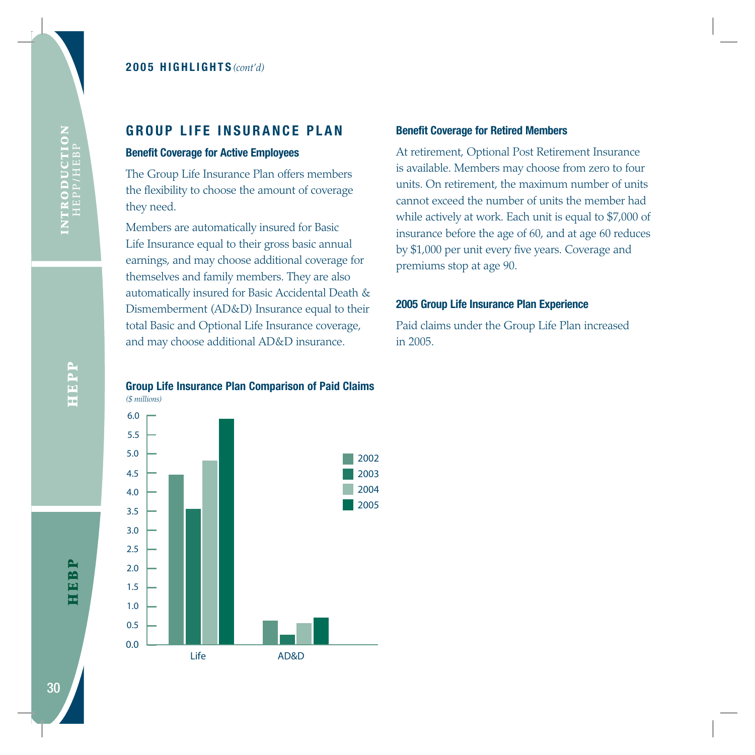**2005 HIGHLIGHTS** *(cont'd)*

## GROUP LIFE INSURANCE PLAN

### Benefit Coverage for Active Employees

The Group Life Insurance Plan offers members the flexibility to choose the amount of coverage they need.

Members are automatically insured for Basic Life Insurance equal to their gross basic annual earnings, and may choose additional coverage for themselves and family members. They are also automatically insured for Basic Accidental Death & Dismemberment (AD&D) Insurance equal to their total Basic and Optional Life Insurance coverage, and may choose additional AD&D insurance.

### Group Life Insurance Plan Comparison of Paid Claims

*($ millions)*

| | 2002 | 2003 | 2004 | 2005 |
|---|---|---|---|---|
| Life | 4.45 | 3.55 | 4.8 | 5.9 |
| AD&D | 0.6 | 0.25 | 0.55 | 0.7 |

### Benefit Coverage for Retired Members

At retirement, Optional Post Retirement Insurance is available. Members may choose from zero to four units. On retirement, the maximum number of units cannot exceed the number of units the member had while actively at work. Each unit is equal to $7,000 of insurance before the age of 60, and at age 60 reduces by $1,000 per unit every five years. Coverage and premiums stop at age 90.

### 2005 Group Life Insurance Plan Experience

Paid claims under the Group Life Plan increased in 2005.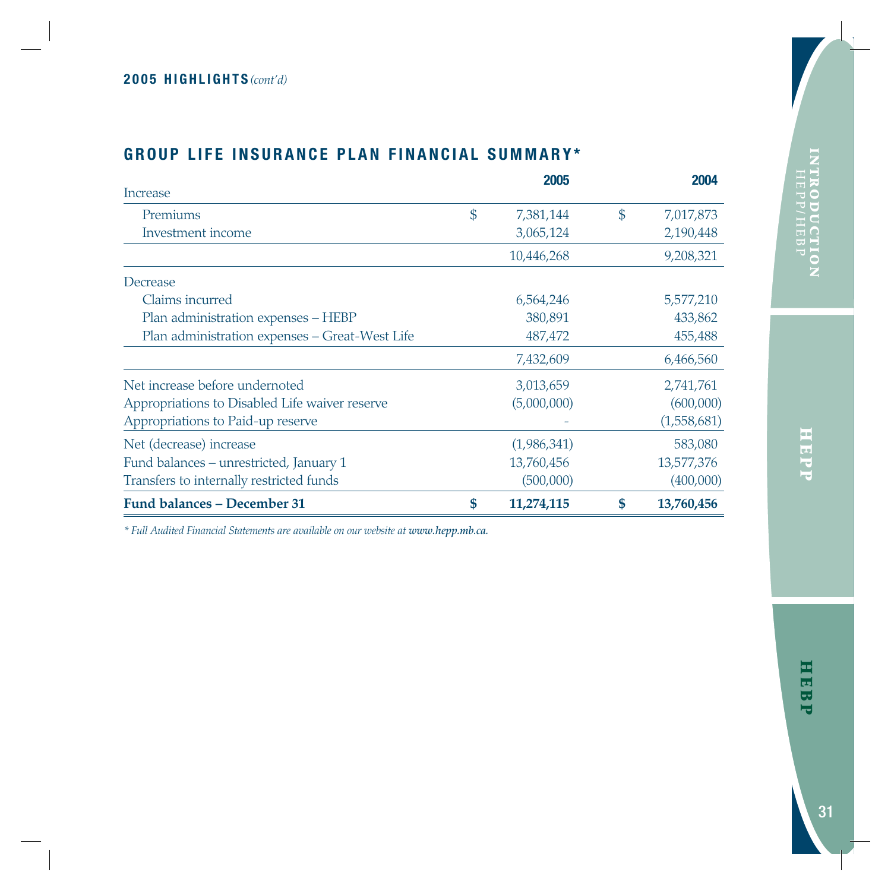**2005 HIGHLIGHTS** *(cont'd)*

## GROUP LIFE INSURANCE PLAN FINANCIAL SUMMARY*

| | 2005 | 2004 |
|---|---|---|
| Increase | | |
| Premiums | $ 7,381,144 | $ 7,017,873 |
| Investment income | 3,065,124 | 2,190,448 |
| | 10,446,268 | 9,208,321 |
| Decrease | | |
| Claims incurred | 6,564,246 | 5,577,210 |
| Plan administration expenses – HEBP | 380,891 | 433,862 |
| Plan administration expenses – Great-West Life | 487,472 | 455,488 |
| | 7,432,609 | 6,466,560 |
| Net increase before undernoted | 3,013,659 | 2,741,761 |
| Appropriations to Disabled Life waiver reserve | (5,000,000) | (600,000) |
| Appropriations to Paid-up reserve | - | (1,558,681) |
| Net (decrease) increase | (1,986,341) | 583,080 |
| Fund balances – unrestricted, January 1 | 13,760,456 | 13,577,376 |
| Transfers to internally restricted funds | (500,000) | (400,000) |
| **Fund balances – December 31** | **$ 11,274,115** | **$ 13,760,456** |

*\* Full Audited Financial Statements are available on our website at **www.hepp.mb.ca.***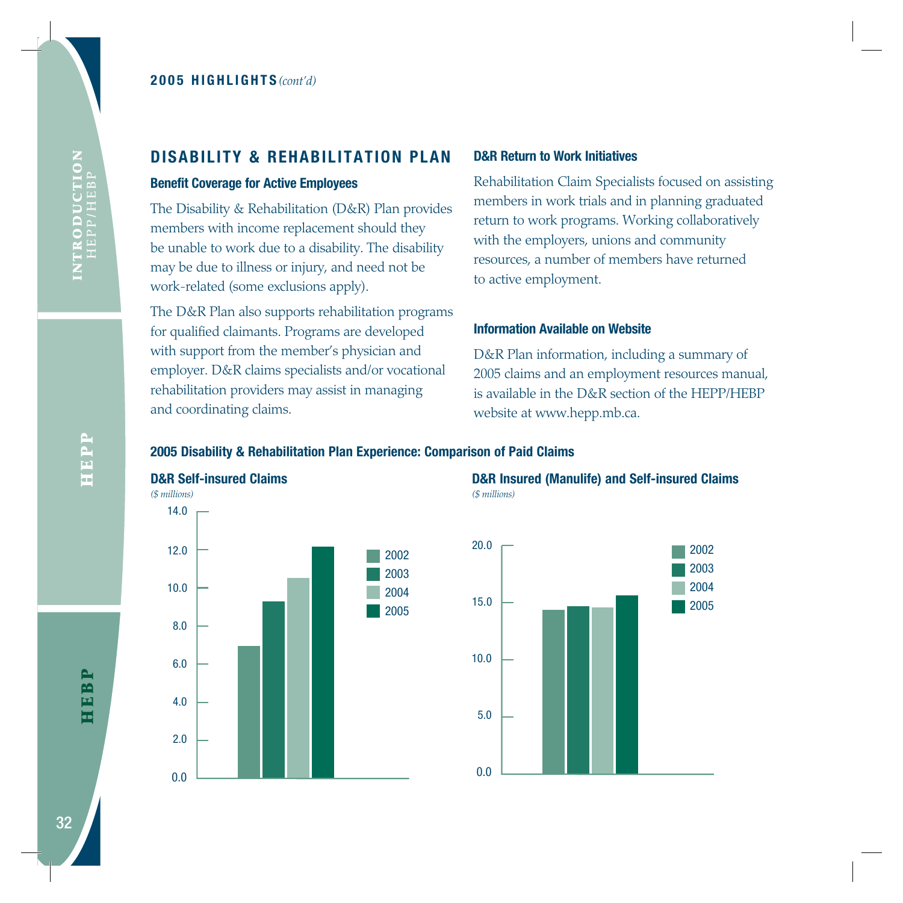**2005 HIGHLIGHTS** *(cont'd)*

## DISABILITY & REHABILITATION PLAN

### Benefit Coverage for Active Employees

The Disability & Rehabilitation (D&R) Plan provides members with income replacement should they be unable to work due to a disability. The disability may be due to illness or injury, and need not be work-related (some exclusions apply).

The D&R Plan also supports rehabilitation programs for qualified claimants. Programs are developed with support from the member's physician and employer. D&R claims specialists and/or vocational rehabilitation providers may assist in managing and coordinating claims.

### D&R Return to Work Initiatives

Rehabilitation Claim Specialists focused on assisting members in work trials and in planning graduated return to work programs. Working collaboratively with the employers, unions and community resources, a number of members have returned to active employment.

### Information Available on Website

D&R Plan information, including a summary of 2005 claims and an employment resources manual, is available in the D&R section of the HEPP/HEBP website at www.hepp.mb.ca.

### 2005 Disability & Rehabilitation Plan Experience: Comparison of Paid Claims

**D&R Self-insured Claims**

*($ millions)*

**D&R Insured (Manulife) and Self-insured Claims**

*($ millions)*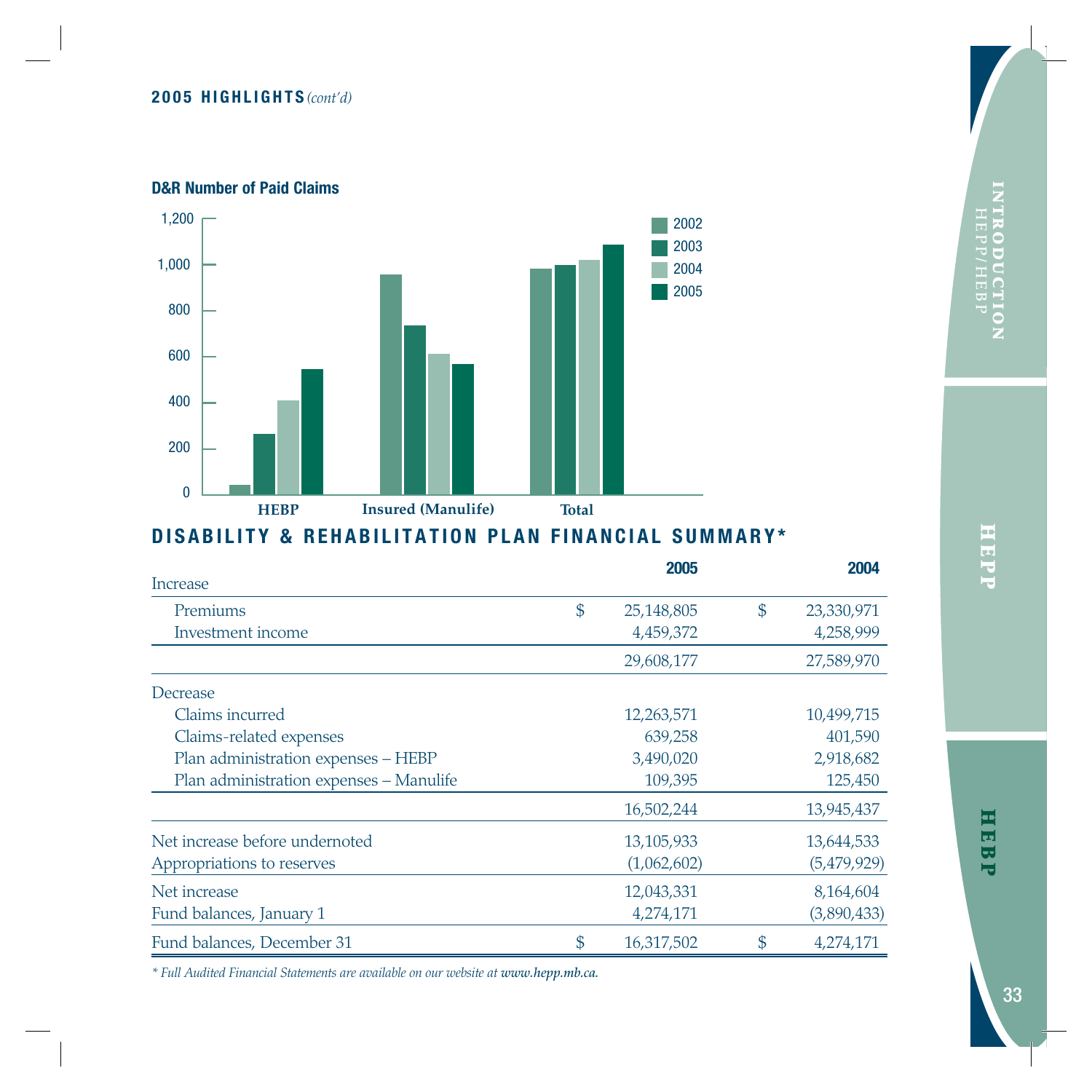**2005 HIGHLIGHTS** *(cont'd)*

**D&R Number of Paid Claims**

# DISABILITY & REHABILITATION PLAN FINANCIAL SUMMARY*

| | 2005 | 2004 |
|---|---|---|
| Increase | | |
| Premiums | $ 25,148,805 | $ 23,330,971 |
| Investment income | 4,459,372 | 4,258,999 |
| | 29,608,177 | 27,589,970 |
| Decrease | | |
| Claims incurred | 12,263,571 | 10,499,715 |
| Claims-related expenses | 639,258 | 401,590 |
| Plan administration expenses – HEBP | 3,490,020 | 2,918,682 |
| Plan administration expenses – Manulife | 109,395 | 125,450 |
| | 16,502,244 | 13,945,437 |
| Net increase before undernoted | 13,105,933 | 13,644,533 |
| Appropriations to reserves | (1,062,602) | (5,479,929) |
| Net increase | 12,043,331 | 8,164,604 |
| Fund balances, January 1 | 4,274,171 | (3,890,433) |
| Fund balances, December 31 | $ 16,317,502 | $ 4,274,171 |

*\* Full Audited Financial Statements are available on our website at **www.hepp.mb.ca.***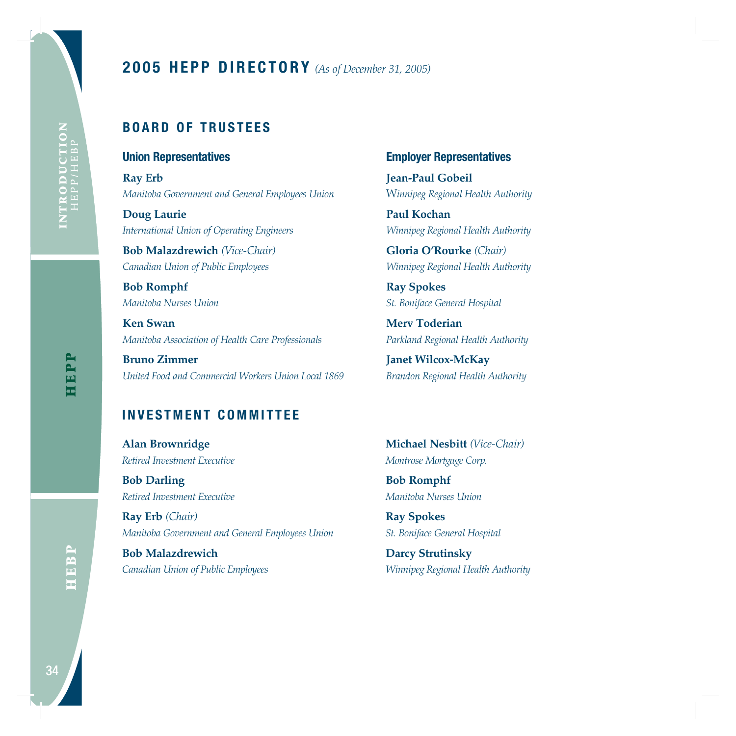# 2005 HEPP DIRECTORY *(As of December 31, 2005)*

## BOARD OF TRUSTEES

### Union Representatives

**Ray Erb**
*Manitoba Government and General Employees Union*

**Doug Laurie**
*International Union of Operating Engineers*

**Bob Malazdrewich** *(Vice-Chair)*
*Canadian Union of Public Employees*

**Bob Romphf**
*Manitoba Nurses Union*

**Ken Swan**
*Manitoba Association of Health Care Professionals*

**Bruno Zimmer**
*United Food and Commercial Workers Union Local 1869*

### Employer Representatives

**Jean-Paul Gobeil**
*Winnipeg Regional Health Authority*

**Paul Kochan**
*Winnipeg Regional Health Authority*

**Gloria O'Rourke** *(Chair)*
*Winnipeg Regional Health Authority*

**Ray Spokes**
*St. Boniface General Hospital*

**Merv Toderian**
*Parkland Regional Health Authority*

**Janet Wilcox-McKay**
*Brandon Regional Health Authority*

## INVESTMENT COMMITTEE

**Alan Brownridge**
*Retired Investment Executive*

**Bob Darling**
*Retired Investment Executive*

**Ray Erb** *(Chair)*
*Manitoba Government and General Employees Union*

**Bob Malazdrewich**
*Canadian Union of Public Employees*

**Michael Nesbitt** *(Vice-Chair)*
*Montrose Mortgage Corp.*

**Bob Romphf**
*Manitoba Nurses Union*

**Ray Spokes**
*St. Boniface General Hospital*

**Darcy Strutinsky**
*Winnipeg Regional Health Authority*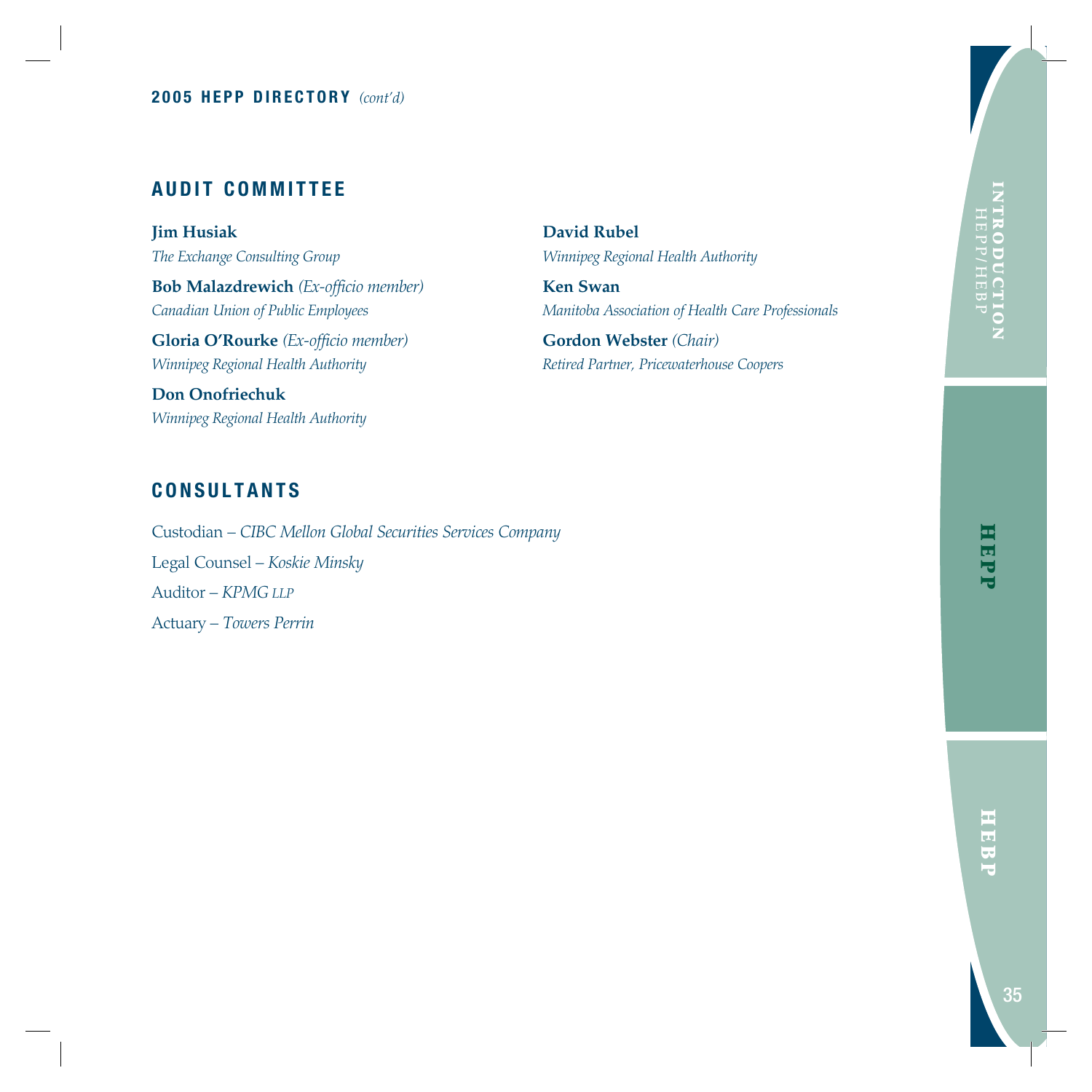**2005 HEPP DIRECTORY** *(cont'd)*

## AUDIT COMMITTEE

**Jim Husiak**
*The Exchange Consulting Group*

**Bob Malazdrewich** *(Ex-officio member)*
*Canadian Union of Public Employees*

**Gloria O'Rourke** *(Ex-officio member)*
*Winnipeg Regional Health Authority*

**Don Onofriechuk**
*Winnipeg Regional Health Authority*

**David Rubel**
*Winnipeg Regional Health Authority*

**Ken Swan**
*Manitoba Association of Health Care Professionals*

**Gordon Webster** *(Chair)*
*Retired Partner, Pricewaterhouse Coopers*

## CONSULTANTS

Custodian – *CIBC Mellon Global Securities Services Company*

Legal Counsel – *Koskie Minsky*

Auditor – *KPMG LLP*

Actuary – *Towers Perrin*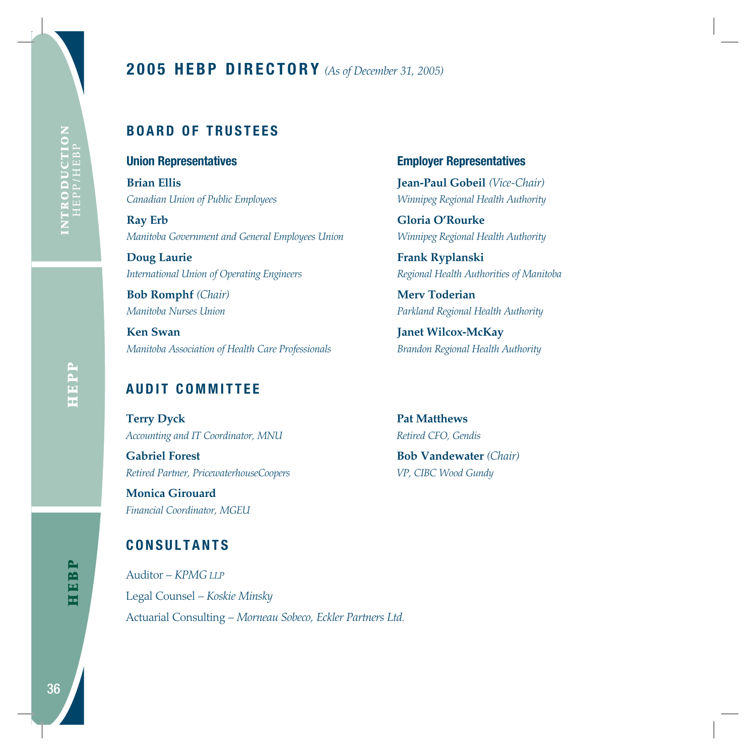# 2005 HEBP DIRECTORY *(As of December 31, 2005)*

## BOARD OF TRUSTEES

### Union Representatives

**Brian Ellis**
*Canadian Union of Public Employees*

**Ray Erb**
*Manitoba Government and General Employees Union*

**Doug Laurie**
*International Union of Operating Engineers*

**Bob Romphf** *(Chair)*
*Manitoba Nurses Union*

**Ken Swan**
*Manitoba Association of Health Care Professionals*

### Employer Representatives

**Jean-Paul Gobeil** *(Vice-Chair)*
*Winnipeg Regional Health Authority*

**Gloria O'Rourke**
*Winnipeg Regional Health Authority*

**Frank Ryplanski**
*Regional Health Authorities of Manitoba*

**Merv Toderian**
*Parkland Regional Health Authority*

**Janet Wilcox-McKay**
*Brandon Regional Health Authority*

## AUDIT COMMITTEE

**Terry Dyck**
*Accounting and IT Coordinator, MNU*

**Gabriel Forest**
*Retired Partner, PricewaterhouseCoopers*

**Monica Girouard**
*Financial Coordinator, MGEU*

**Pat Matthews**
*Retired CFO, Gendis*

**Bob Vandewater** *(Chair)*
*VP, CIBC Wood Gundy*

## CONSULTANTS

Auditor – *KPMG LLP*

Legal Counsel – *Koskie Minsky*

Actuarial Consulting – *Morneau Sobeco, Eckler Partners Ltd.*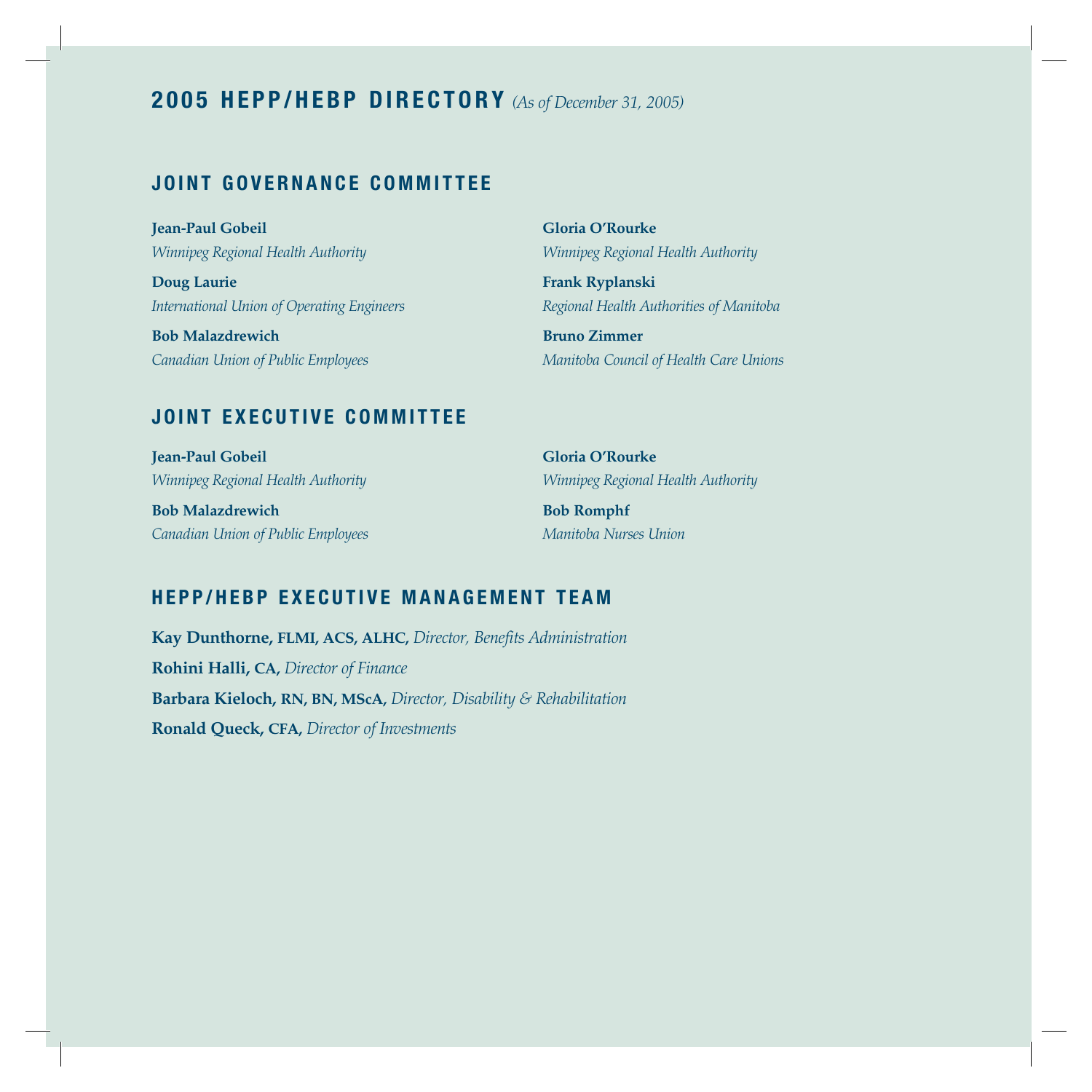# 2005 HEPP/HEBP DIRECTORY *(As of December 31, 2005)*

## JOINT GOVERNANCE COMMITTEE

**Jean-Paul Gobeil**
*Winnipeg Regional Health Authority*

**Doug Laurie**
*International Union of Operating Engineers*

**Bob Malazdrewich**
*Canadian Union of Public Employees*

**Gloria O'Rourke**
*Winnipeg Regional Health Authority*

**Frank Ryplanski**
*Regional Health Authorities of Manitoba*

**Bruno Zimmer**
*Manitoba Council of Health Care Unions*

## JOINT EXECUTIVE COMMITTEE

**Jean-Paul Gobeil**
*Winnipeg Regional Health Authority*

**Bob Malazdrewich**
*Canadian Union of Public Employees*

**Gloria O'Rourke**
*Winnipeg Regional Health Authority*

**Bob Romphf**
*Manitoba Nurses Union*

## HEPP/HEBP EXECUTIVE MANAGEMENT TEAM

**Kay Dunthorne,** FLMI, ACS, ALHC, *Director, Benefits Administration*

**Rohini Halli,** CA, *Director of Finance*

**Barbara Kieloch,** RN, BN, MScA, *Director, Disability & Rehabilitation*

**Ronald Queck,** CFA, *Director of Investments*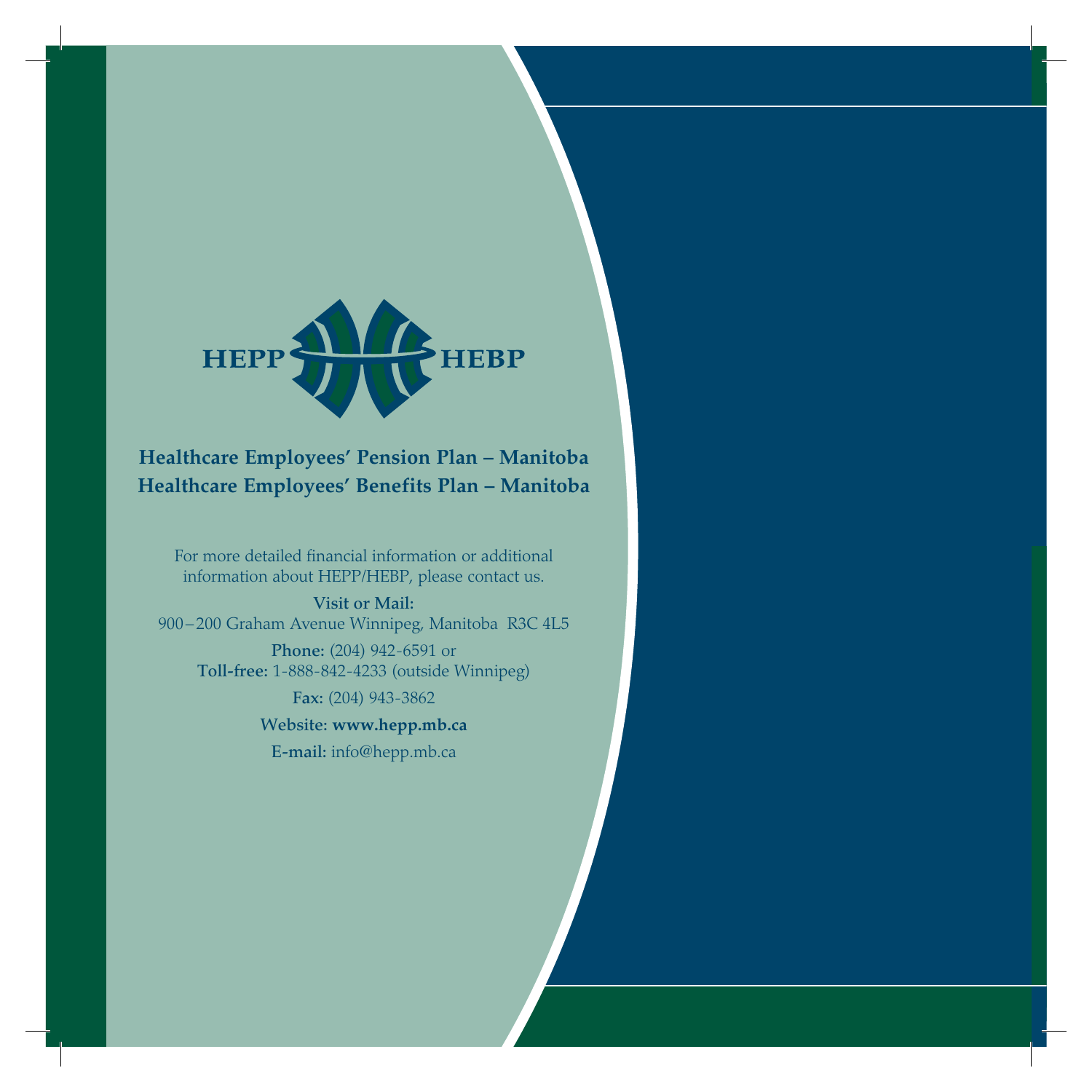HEPP HEBP

**Healthcare Employees' Pension Plan – Manitoba**
**Healthcare Employees' Benefits Plan – Manitoba**

For more detailed financial information or additional information about HEPP/HEBP, please contact us.

**Visit or Mail:**
900–200 Graham Avenue Winnipeg, Manitoba R3C 4L5

**Phone:** (204) 942-6591 or
**Toll-free:** 1-888-842-4233 (outside Winnipeg)

**Fax:** (204) 943-3862

**Website: www.hepp.mb.ca**

**E-mail:** info@hepp.mb.ca